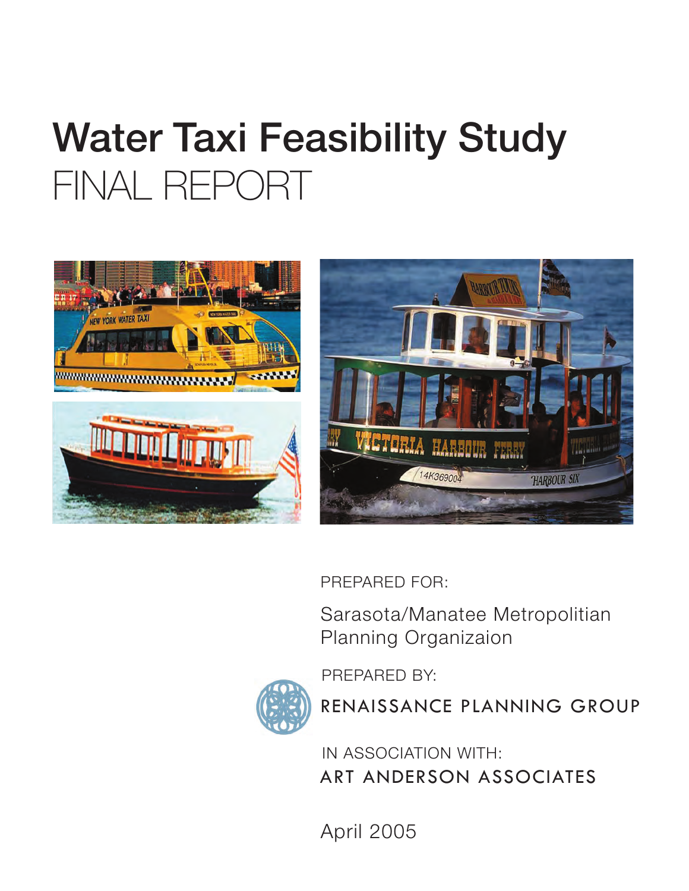# Water Taxi Feasibility Study

FINAL REPORT

PREPARED FOR:

Sarasota/Manatee Metropolitian Planning Organizaion

PREPARED BY:

RENAISSANCE PLANNING GROUP

IN ASSOCIATION WITH:

ART ANDERSON ASSOCIATES

April 2005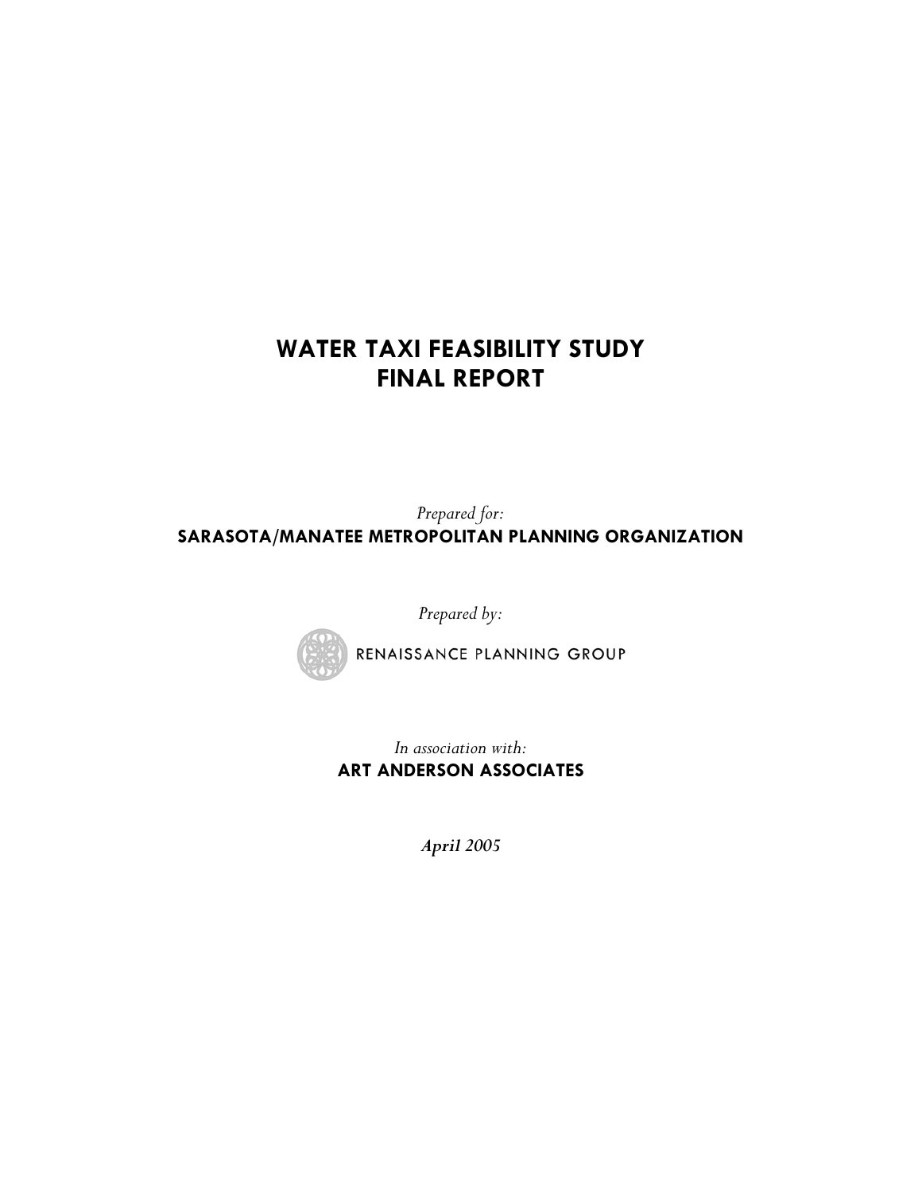# WATER TAXI FEASIBILITY STUDY
# FINAL REPORT

*Prepared for:*

**SARASOTA/MANATEE METROPOLITAN PLANNING ORGANIZATION**

*Prepared by:*

RENAISSANCE PLANNING GROUP

*In association with:*

**ART ANDERSON ASSOCIATES**

***April 2005***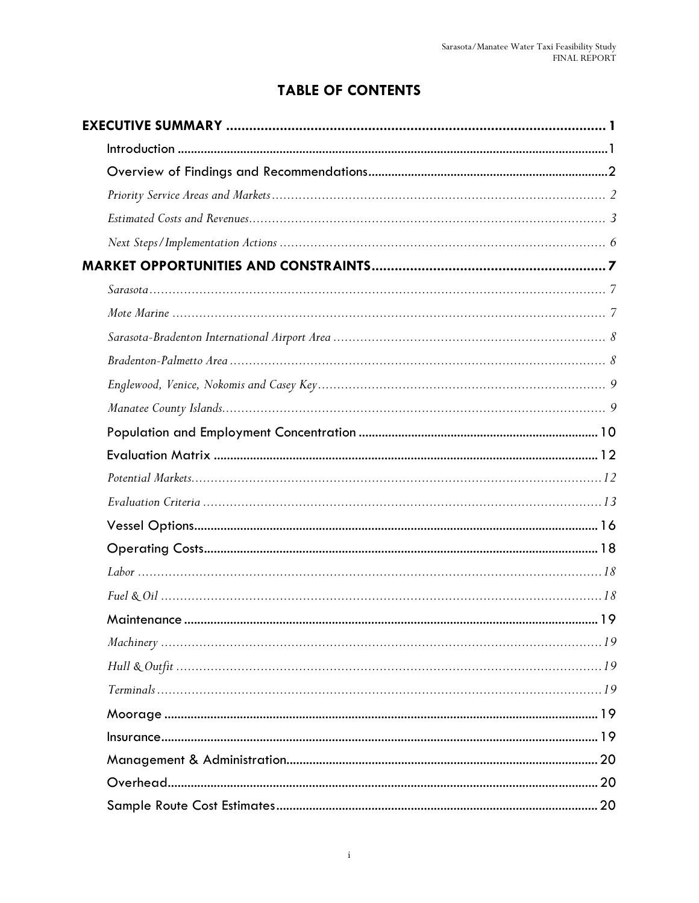# TABLE OF CONTENTS

**EXECUTIVE SUMMARY** .......... 1

- Introduction .......... 1
- Overview of Findings and Recommendations .......... 2
  - *Priority Service Areas and Markets* .......... 2
  - *Estimated Costs and Revenues* .......... 3
  - *Next Steps/Implementation Actions* .......... 6

**MARKET OPPORTUNITIES AND CONSTRAINTS** .......... 7

- *Sarasota* .......... 7
- *Mote Marine* .......... 7
- *Sarasota-Bradenton International Airport Area* .......... 8
- *Bradenton-Palmetto Area* .......... 8
- *Englewood, Venice, Nokomis and Casey Key* .......... 9
- *Manatee County Islands* .......... 9
- Population and Employment Concentration .......... 10
- Evaluation Matrix .......... 12
  - *Potential Markets* .......... 12
  - *Evaluation Criteria* .......... 13
- Vessel Options .......... 16
- Operating Costs .......... 18
  - *Labor* .......... 18
  - *Fuel & Oil* .......... 18
- Maintenance .......... 19
  - *Machinery* .......... 19
  - *Hull & Outfit* .......... 19
  - *Terminals* .......... 19
- Moorage .......... 19
- Insurance .......... 19
- Management & Administration .......... 20
- Overhead .......... 20
- Sample Route Cost Estimates .......... 20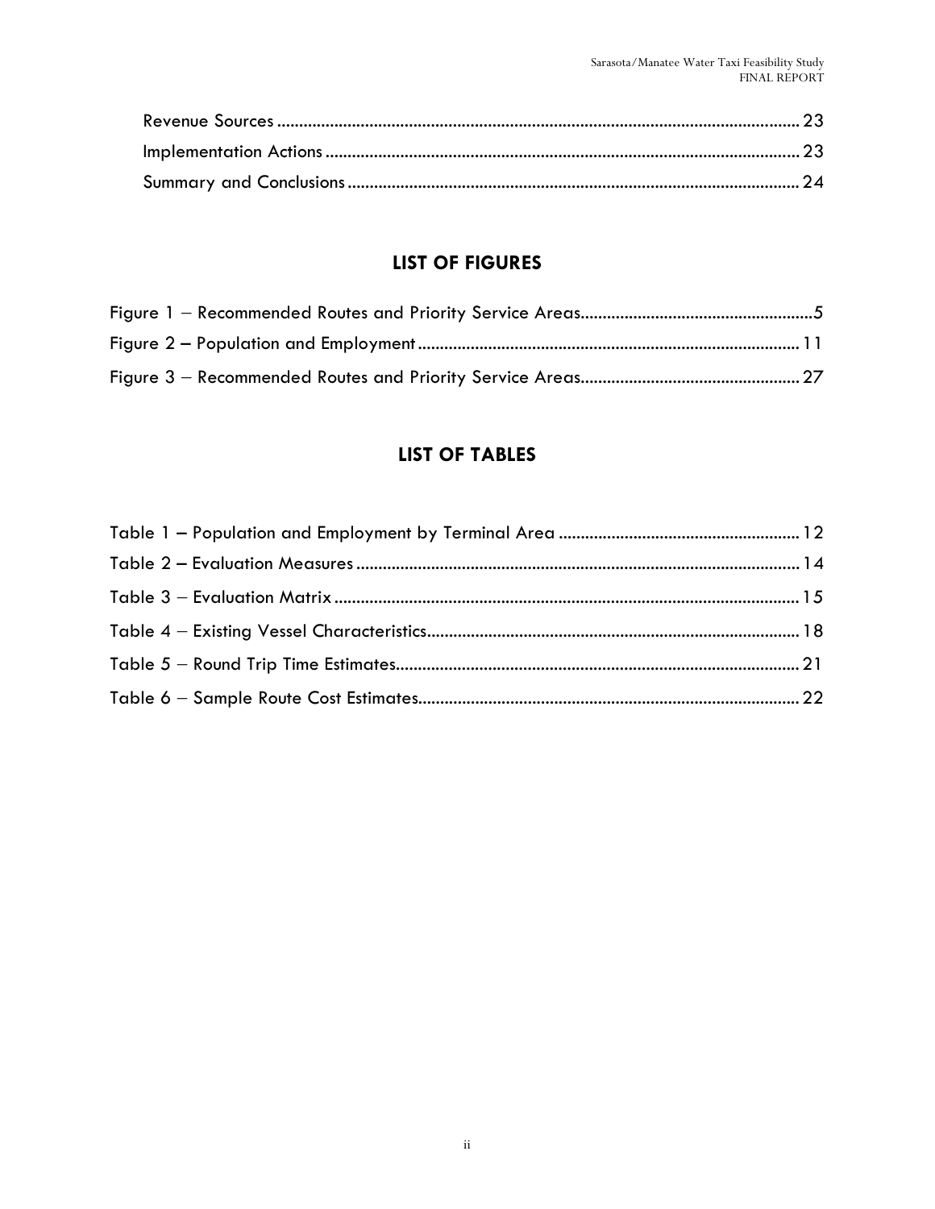Revenue Sources ..................................................................................................................... 23

Implementation Actions .......................................................................................................... 23

Summary and Conclusions ..................................................................................................... 24

## LIST OF FIGURES

Figure 1 – Recommended Routes and Priority Service Areas.....................................................5

Figure 2 – Population and Employment ...................................................................................... 11

Figure 3 – Recommended Routes and Priority Service Areas.................................................. 27

## LIST OF TABLES

Table 1 – Population and Employment by Terminal Area ....................................................... 12

Table 2 – Evaluation Measures .................................................................................................... 14

Table 3 – Evaluation Matrix ......................................................................................................... 15

Table 4 – Existing Vessel Characteristics.................................................................................... 18

Table 5 – Round Trip Time Estimates........................................................................................... 21

Table 6 – Sample Route Cost Estimates...................................................................................... 22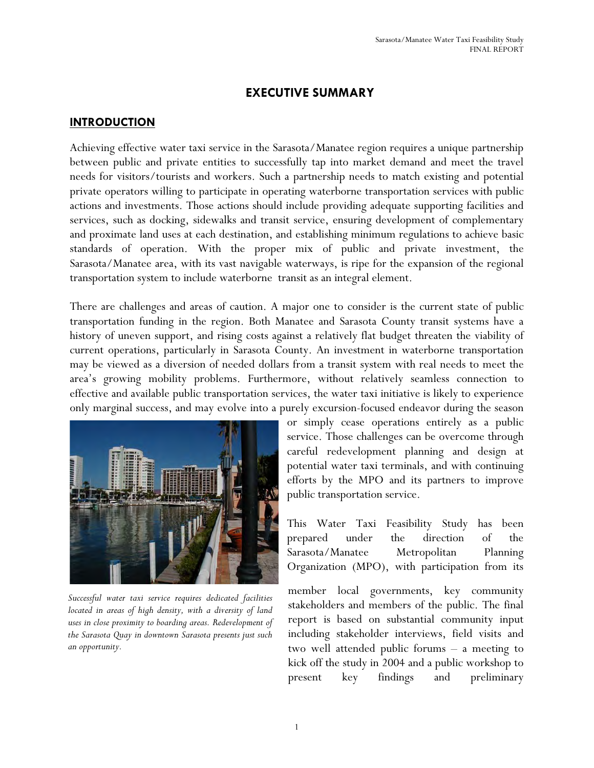# EXECUTIVE SUMMARY

## INTRODUCTION

Achieving effective water taxi service in the Sarasota/Manatee region requires a unique partnership between public and private entities to successfully tap into market demand and meet the travel needs for visitors/tourists and workers. Such a partnership needs to match existing and potential private operators willing to participate in operating waterborne transportation services with public actions and investments. Those actions should include providing adequate supporting facilities and services, such as docking, sidewalks and transit service, ensuring development of complementary and proximate land uses at each destination, and establishing minimum regulations to achieve basic standards of operation. With the proper mix of public and private investment, the Sarasota/Manatee area, with its vast navigable waterways, is ripe for the expansion of the regional transportation system to include waterborne transit as an integral element.

There are challenges and areas of caution. A major one to consider is the current state of public transportation funding in the region. Both Manatee and Sarasota County transit systems have a history of uneven support, and rising costs against a relatively flat budget threaten the viability of current operations, particularly in Sarasota County. An investment in waterborne transportation may be viewed as a diversion of needed dollars from a transit system with real needs to meet the area's growing mobility problems. Furthermore, without relatively seamless connection to effective and available public transportation services, the water taxi initiative is likely to experience only marginal success, and may evolve into a purely excursion-focused endeavor during the season or simply cease operations entirely as a public service. Those challenges can be overcome through careful redevelopment planning and design at potential water taxi terminals, and with continuing efforts by the MPO and its partners to improve public transportation service.

*Successful water taxi service requires dedicated facilities located in areas of high density, with a diversity of land uses in close proximity to boarding areas. Redevelopment of the Sarasota Quay in downtown Sarasota presents just such an opportunity.*

This Water Taxi Feasibility Study has been prepared under the direction of the Sarasota/Manatee Metropolitan Planning Organization (MPO), with participation from its member local governments, key community stakeholders and members of the public. The final report is based on substantial community input including stakeholder interviews, field visits and two well attended public forums – a meeting to kick off the study in 2004 and a public workshop to present key findings and preliminary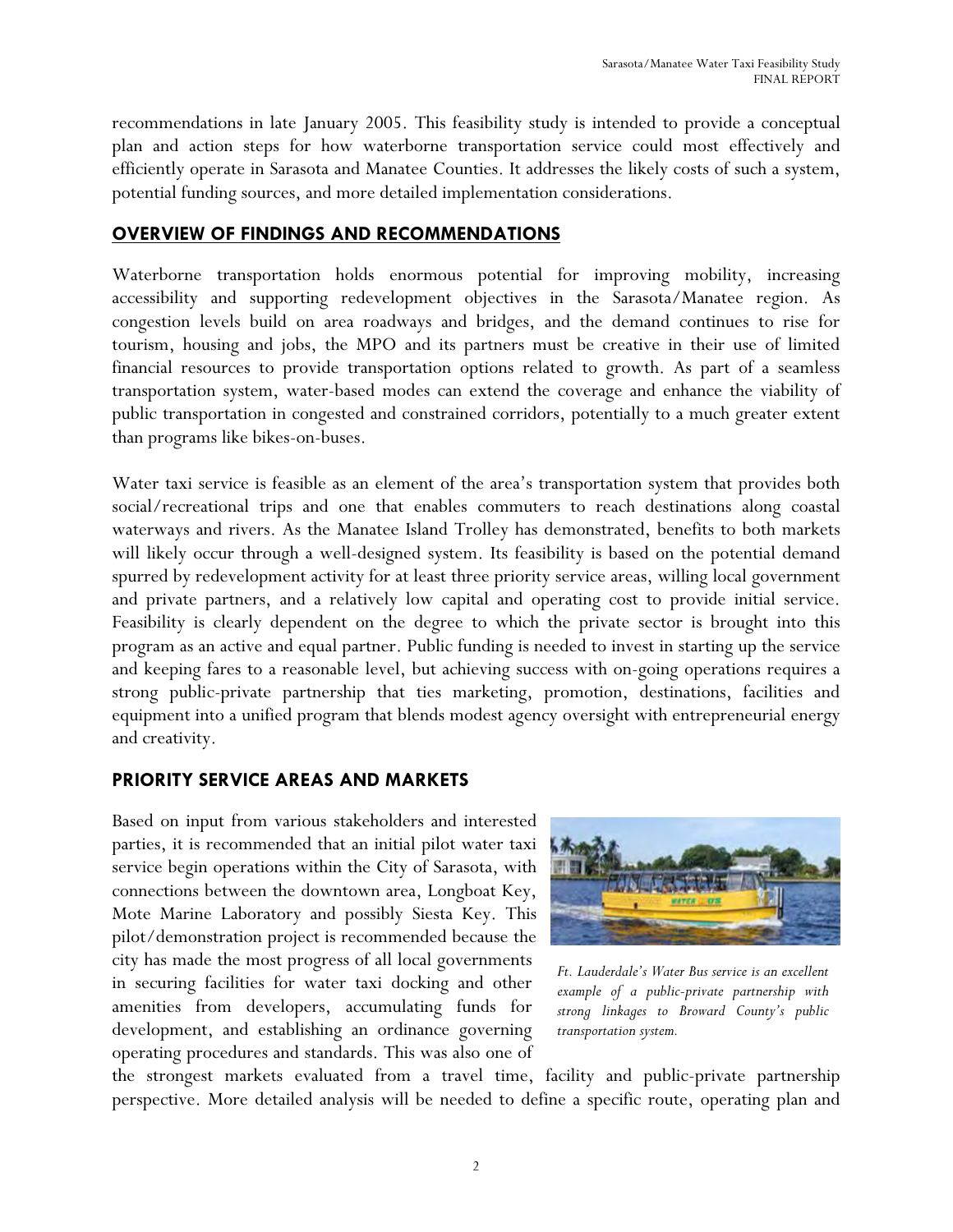recommendations in late January 2005. This feasibility study is intended to provide a conceptual plan and action steps for how waterborne transportation service could most effectively and efficiently operate in Sarasota and Manatee Counties. It addresses the likely costs of such a system, potential funding sources, and more detailed implementation considerations.

## OVERVIEW OF FINDINGS AND RECOMMENDATIONS

Waterborne transportation holds enormous potential for improving mobility, increasing accessibility and supporting redevelopment objectives in the Sarasota/Manatee region. As congestion levels build on area roadways and bridges, and the demand continues to rise for tourism, housing and jobs, the MPO and its partners must be creative in their use of limited financial resources to provide transportation options related to growth. As part of a seamless transportation system, water-based modes can extend the coverage and enhance the viability of public transportation in congested and constrained corridors, potentially to a much greater extent than programs like bikes-on-buses.

Water taxi service is feasible as an element of the area's transportation system that provides both social/recreational trips and one that enables commuters to reach destinations along coastal waterways and rivers. As the Manatee Island Trolley has demonstrated, benefits to both markets will likely occur through a well-designed system. Its feasibility is based on the potential demand spurred by redevelopment activity for at least three priority service areas, willing local government and private partners, and a relatively low capital and operating cost to provide initial service. Feasibility is clearly dependent on the degree to which the private sector is brought into this program as an active and equal partner. Public funding is needed to invest in starting up the service and keeping fares to a reasonable level, but achieving success with on-going operations requires a strong public-private partnership that ties marketing, promotion, destinations, facilities and equipment into a unified program that blends modest agency oversight with entrepreneurial energy and creativity.

### PRIORITY SERVICE AREAS AND MARKETS

Based on input from various stakeholders and interested parties, it is recommended that an initial pilot water taxi service begin operations within the City of Sarasota, with connections between the downtown area, Longboat Key, Mote Marine Laboratory and possibly Siesta Key. This pilot/demonstration project is recommended because the city has made the most progress of all local governments in securing facilities for water taxi docking and other amenities from developers, accumulating funds for development, and establishing an ordinance governing operating procedures and standards. This was also one of the strongest markets evaluated from a travel time, facility and public-private partnership perspective. More detailed analysis will be needed to define a specific route, operating plan and

*Ft. Lauderdale's Water Bus service is an excellent example of a public-private partnership with strong linkages to Broward County's public transportation system.*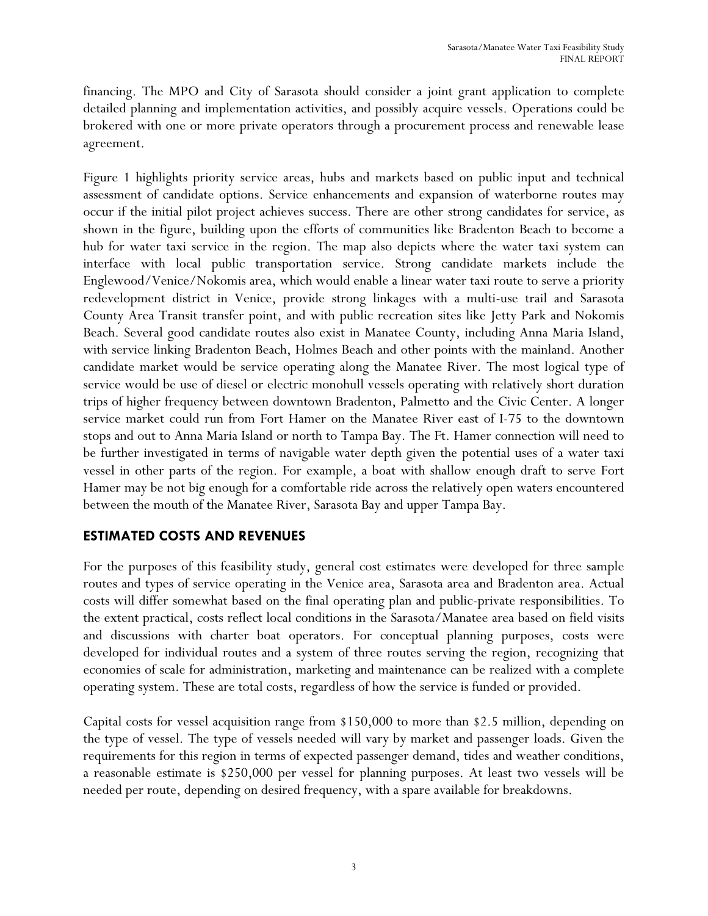financing. The MPO and City of Sarasota should consider a joint grant application to complete detailed planning and implementation activities, and possibly acquire vessels. Operations could be brokered with one or more private operators through a procurement process and renewable lease agreement.

Figure 1 highlights priority service areas, hubs and markets based on public input and technical assessment of candidate options. Service enhancements and expansion of waterborne routes may occur if the initial pilot project achieves success. There are other strong candidates for service, as shown in the figure, building upon the efforts of communities like Bradenton Beach to become a hub for water taxi service in the region. The map also depicts where the water taxi system can interface with local public transportation service. Strong candidate markets include the Englewood/Venice/Nokomis area, which would enable a linear water taxi route to serve a priority redevelopment district in Venice, provide strong linkages with a multi-use trail and Sarasota County Area Transit transfer point, and with public recreation sites like Jetty Park and Nokomis Beach. Several good candidate routes also exist in Manatee County, including Anna Maria Island, with service linking Bradenton Beach, Holmes Beach and other points with the mainland. Another candidate market would be service operating along the Manatee River. The most logical type of service would be use of diesel or electric monohull vessels operating with relatively short duration trips of higher frequency between downtown Bradenton, Palmetto and the Civic Center. A longer service market could run from Fort Hamer on the Manatee River east of I-75 to the downtown stops and out to Anna Maria Island or north to Tampa Bay. The Ft. Hamer connection will need to be further investigated in terms of navigable water depth given the potential uses of a water taxi vessel in other parts of the region. For example, a boat with shallow enough draft to serve Fort Hamer may be not big enough for a comfortable ride across the relatively open waters encountered between the mouth of the Manatee River, Sarasota Bay and upper Tampa Bay.

## ESTIMATED COSTS AND REVENUES

For the purposes of this feasibility study, general cost estimates were developed for three sample routes and types of service operating in the Venice area, Sarasota area and Bradenton area. Actual costs will differ somewhat based on the final operating plan and public-private responsibilities. To the extent practical, costs reflect local conditions in the Sarasota/Manatee area based on field visits and discussions with charter boat operators. For conceptual planning purposes, costs were developed for individual routes and a system of three routes serving the region, recognizing that economies of scale for administration, marketing and maintenance can be realized with a complete operating system. These are total costs, regardless of how the service is funded or provided.

Capital costs for vessel acquisition range from $150,000 to more than $2.5 million, depending on the type of vessel. The type of vessels needed will vary by market and passenger loads. Given the requirements for this region in terms of expected passenger demand, tides and weather conditions, a reasonable estimate is $250,000 per vessel for planning purposes. At least two vessels will be needed per route, depending on desired frequency, with a spare available for breakdowns.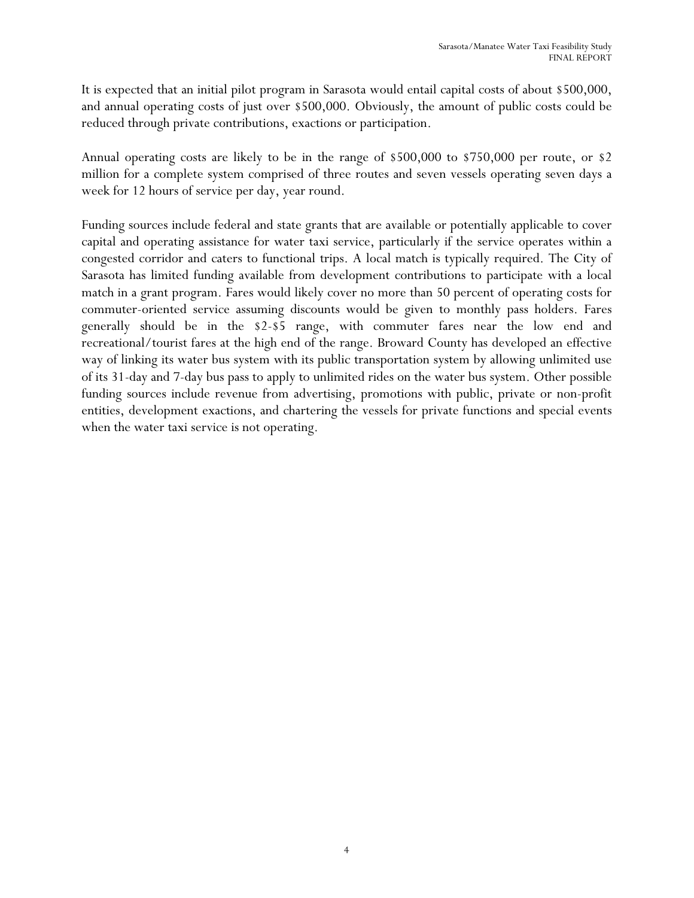It is expected that an initial pilot program in Sarasota would entail capital costs of about $500,000, and annual operating costs of just over $500,000. Obviously, the amount of public costs could be reduced through private contributions, exactions or participation.

Annual operating costs are likely to be in the range of $500,000 to $750,000 per route, or $2 million for a complete system comprised of three routes and seven vessels operating seven days a week for 12 hours of service per day, year round.

Funding sources include federal and state grants that are available or potentially applicable to cover capital and operating assistance for water taxi service, particularly if the service operates within a congested corridor and caters to functional trips. A local match is typically required. The City of Sarasota has limited funding available from development contributions to participate with a local match in a grant program. Fares would likely cover no more than 50 percent of operating costs for commuter-oriented service assuming discounts would be given to monthly pass holders. Fares generally should be in the $2-$5 range, with commuter fares near the low end and recreational/tourist fares at the high end of the range. Broward County has developed an effective way of linking its water bus system with its public transportation system by allowing unlimited use of its 31-day and 7-day bus pass to apply to unlimited rides on the water bus system. Other possible funding sources include revenue from advertising, promotions with public, private or non-profit entities, development exactions, and chartering the vessels for private functions and special events when the water taxi service is not operating.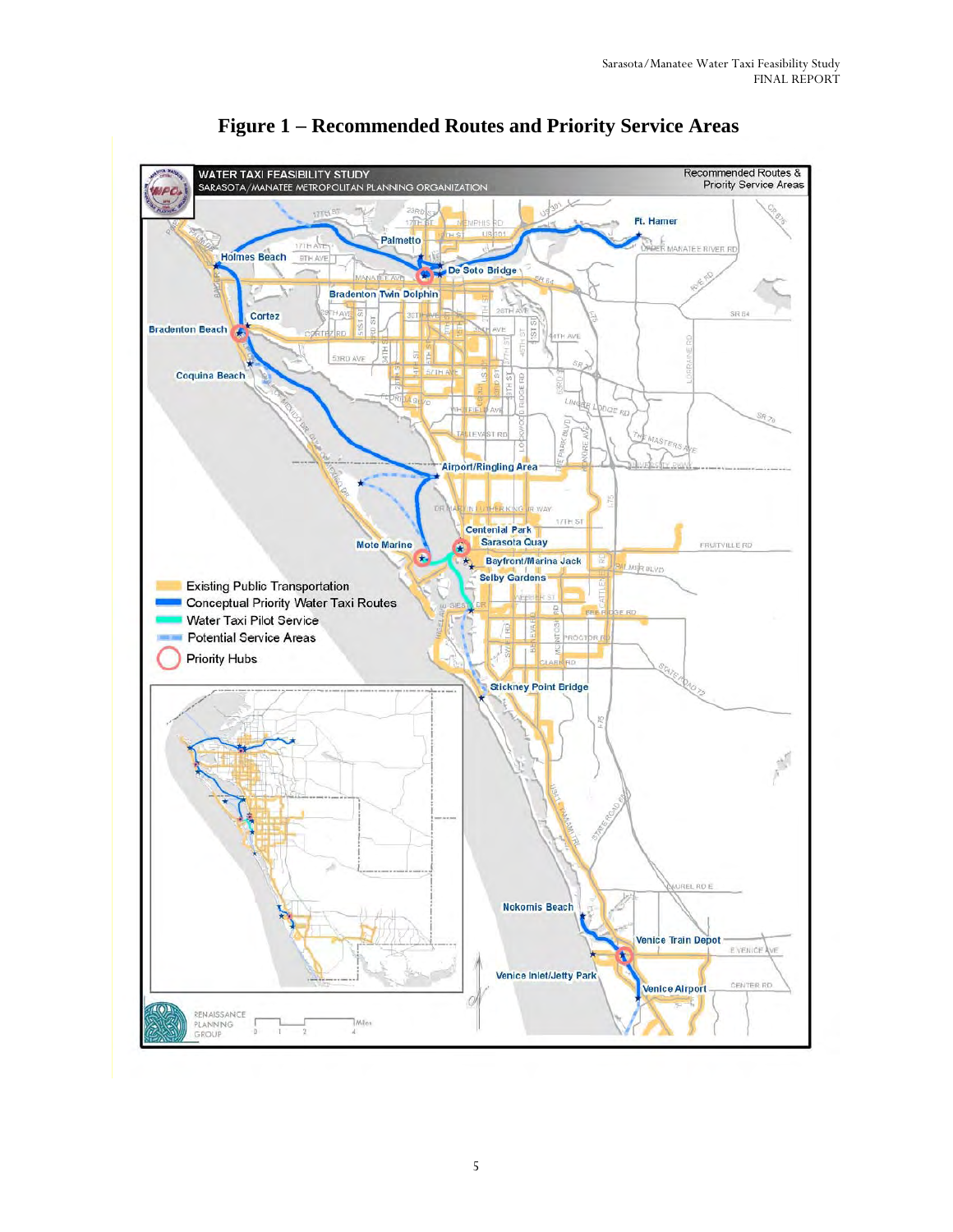# Figure 1 – Recommended Routes and Priority Service Areas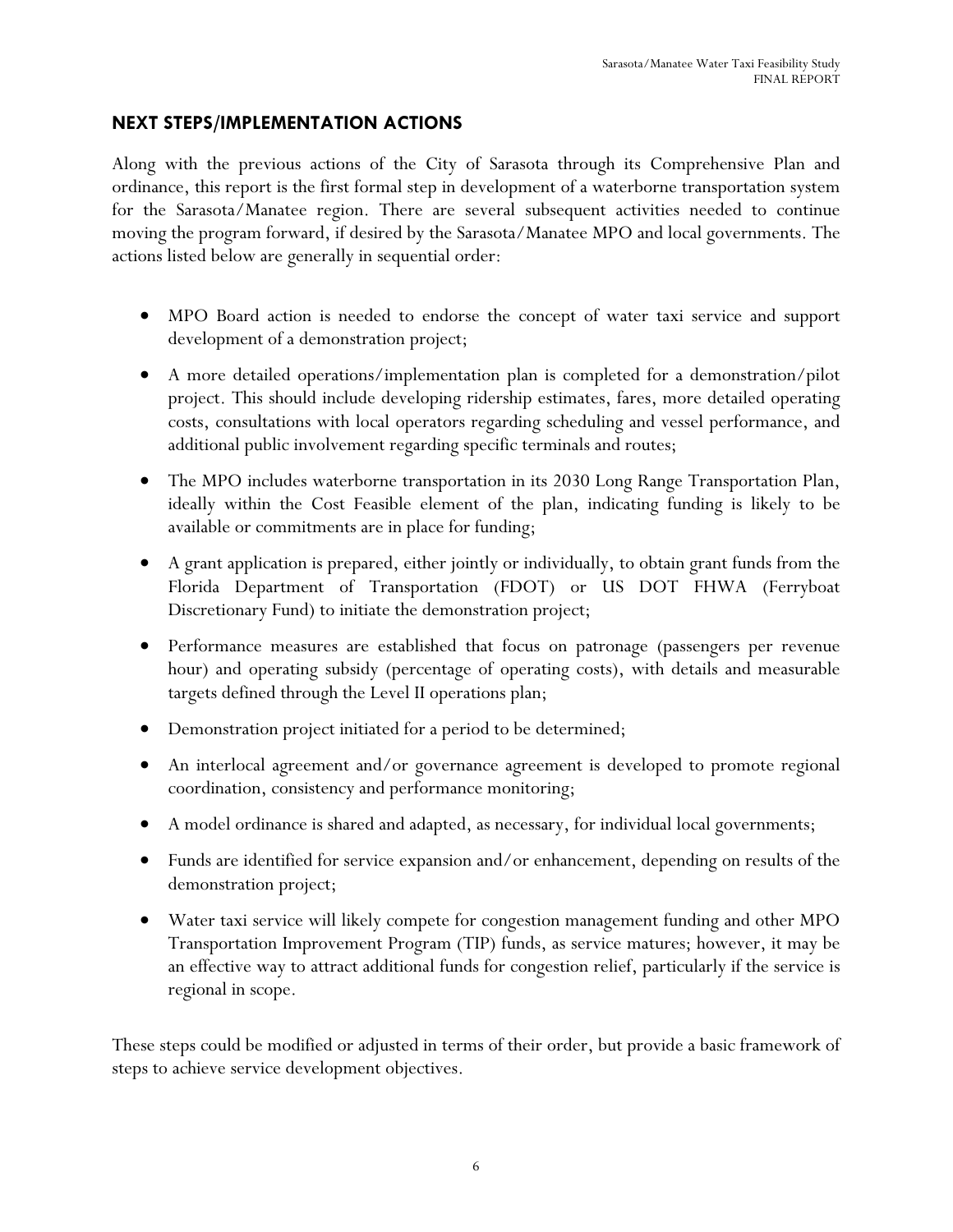## NEXT STEPS/IMPLEMENTATION ACTIONS

Along with the previous actions of the City of Sarasota through its Comprehensive Plan and ordinance, this report is the first formal step in development of a waterborne transportation system for the Sarasota/Manatee region. There are several subsequent activities needed to continue moving the program forward, if desired by the Sarasota/Manatee MPO and local governments. The actions listed below are generally in sequential order:

- MPO Board action is needed to endorse the concept of water taxi service and support development of a demonstration project;
- A more detailed operations/implementation plan is completed for a demonstration/pilot project. This should include developing ridership estimates, fares, more detailed operating costs, consultations with local operators regarding scheduling and vessel performance, and additional public involvement regarding specific terminals and routes;
- The MPO includes waterborne transportation in its 2030 Long Range Transportation Plan, ideally within the Cost Feasible element of the plan, indicating funding is likely to be available or commitments are in place for funding;
- A grant application is prepared, either jointly or individually, to obtain grant funds from the Florida Department of Transportation (FDOT) or US DOT FHWA (Ferryboat Discretionary Fund) to initiate the demonstration project;
- Performance measures are established that focus on patronage (passengers per revenue hour) and operating subsidy (percentage of operating costs), with details and measurable targets defined through the Level II operations plan;
- Demonstration project initiated for a period to be determined;
- An interlocal agreement and/or governance agreement is developed to promote regional coordination, consistency and performance monitoring;
- A model ordinance is shared and adapted, as necessary, for individual local governments;
- Funds are identified for service expansion and/or enhancement, depending on results of the demonstration project;
- Water taxi service will likely compete for congestion management funding and other MPO Transportation Improvement Program (TIP) funds, as service matures; however, it may be an effective way to attract additional funds for congestion relief, particularly if the service is regional in scope.

These steps could be modified or adjusted in terms of their order, but provide a basic framework of steps to achieve service development objectives.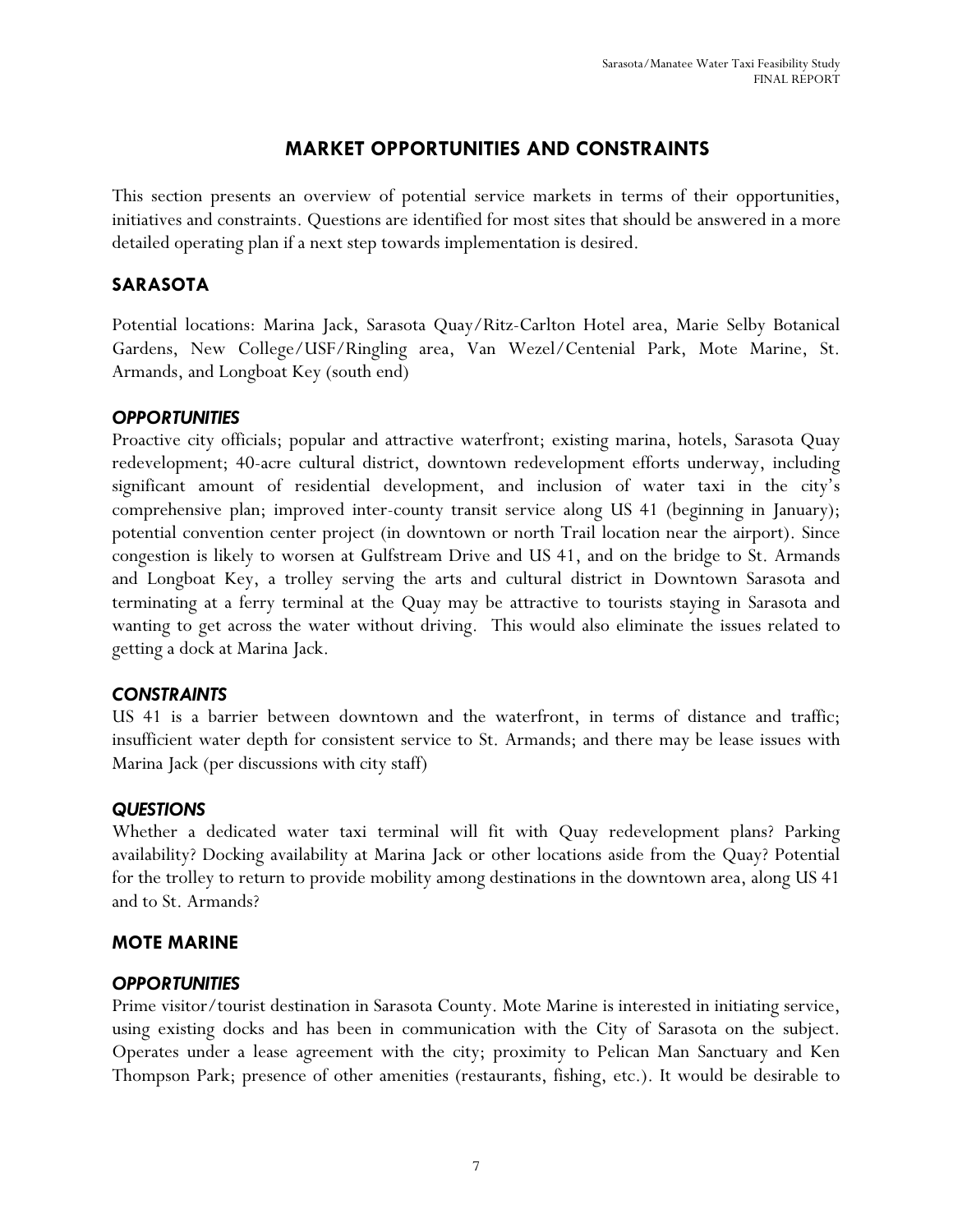## MARKET OPPORTUNITIES AND CONSTRAINTS

This section presents an overview of potential service markets in terms of their opportunities, initiatives and constraints. Questions are identified for most sites that should be answered in a more detailed operating plan if a next step towards implementation is desired.

### SARASOTA

Potential locations: Marina Jack, Sarasota Quay/Ritz-Carlton Hotel area, Marie Selby Botanical Gardens, New College/USF/Ringling area, Van Wezel/Centenial Park, Mote Marine, St. Armands, and Longboat Key (south end)

#### *OPPORTUNITIES*

Proactive city officials; popular and attractive waterfront; existing marina, hotels, Sarasota Quay redevelopment; 40-acre cultural district, downtown redevelopment efforts underway, including significant amount of residential development, and inclusion of water taxi in the city's comprehensive plan; improved inter-county transit service along US 41 (beginning in January); potential convention center project (in downtown or north Trail location near the airport). Since congestion is likely to worsen at Gulfstream Drive and US 41, and on the bridge to St. Armands and Longboat Key, a trolley serving the arts and cultural district in Downtown Sarasota and terminating at a ferry terminal at the Quay may be attractive to tourists staying in Sarasota and wanting to get across the water without driving. This would also eliminate the issues related to getting a dock at Marina Jack.

#### *CONSTRAINTS*

US 41 is a barrier between downtown and the waterfront, in terms of distance and traffic; insufficient water depth for consistent service to St. Armands; and there may be lease issues with Marina Jack (per discussions with city staff)

#### *QUESTIONS*

Whether a dedicated water taxi terminal will fit with Quay redevelopment plans? Parking availability? Docking availability at Marina Jack or other locations aside from the Quay? Potential for the trolley to return to provide mobility among destinations in the downtown area, along US 41 and to St. Armands?

### MOTE MARINE

#### *OPPORTUNITIES*

Prime visitor/tourist destination in Sarasota County. Mote Marine is interested in initiating service, using existing docks and has been in communication with the City of Sarasota on the subject. Operates under a lease agreement with the city; proximity to Pelican Man Sanctuary and Ken Thompson Park; presence of other amenities (restaurants, fishing, etc.). It would be desirable to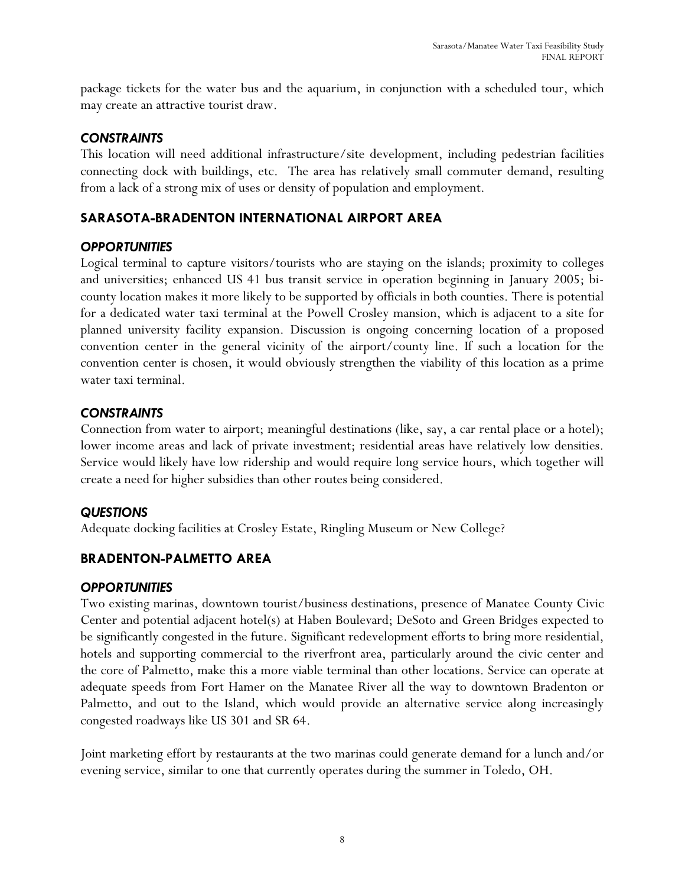package tickets for the water bus and the aquarium, in conjunction with a scheduled tour, which may create an attractive tourist draw.

### *CONSTRAINTS*

This location will need additional infrastructure/site development, including pedestrian facilities connecting dock with buildings, etc. The area has relatively small commuter demand, resulting from a lack of a strong mix of uses or density of population and employment.

## SARASOTA-BRADENTON INTERNATIONAL AIRPORT AREA

### *OPPORTUNITIES*

Logical terminal to capture visitors/tourists who are staying on the islands; proximity to colleges and universities; enhanced US 41 bus transit service in operation beginning in January 2005; bi-county location makes it more likely to be supported by officials in both counties. There is potential for a dedicated water taxi terminal at the Powell Crosley mansion, which is adjacent to a site for planned university facility expansion. Discussion is ongoing concerning location of a proposed convention center in the general vicinity of the airport/county line. If such a location for the convention center is chosen, it would obviously strengthen the viability of this location as a prime water taxi terminal.

### *CONSTRAINTS*

Connection from water to airport; meaningful destinations (like, say, a car rental place or a hotel); lower income areas and lack of private investment; residential areas have relatively low densities. Service would likely have low ridership and would require long service hours, which together will create a need for higher subsidies than other routes being considered.

### *QUESTIONS*

Adequate docking facilities at Crosley Estate, Ringling Museum or New College?

## BRADENTON-PALMETTO AREA

### *OPPORTUNITIES*

Two existing marinas, downtown tourist/business destinations, presence of Manatee County Civic Center and potential adjacent hotel(s) at Haben Boulevard; DeSoto and Green Bridges expected to be significantly congested in the future. Significant redevelopment efforts to bring more residential, hotels and supporting commercial to the riverfront area, particularly around the civic center and the core of Palmetto, make this a more viable terminal than other locations. Service can operate at adequate speeds from Fort Hamer on the Manatee River all the way to downtown Bradenton or Palmetto, and out to the Island, which would provide an alternative service along increasingly congested roadways like US 301 and SR 64.

Joint marketing effort by restaurants at the two marinas could generate demand for a lunch and/or evening service, similar to one that currently operates during the summer in Toledo, OH.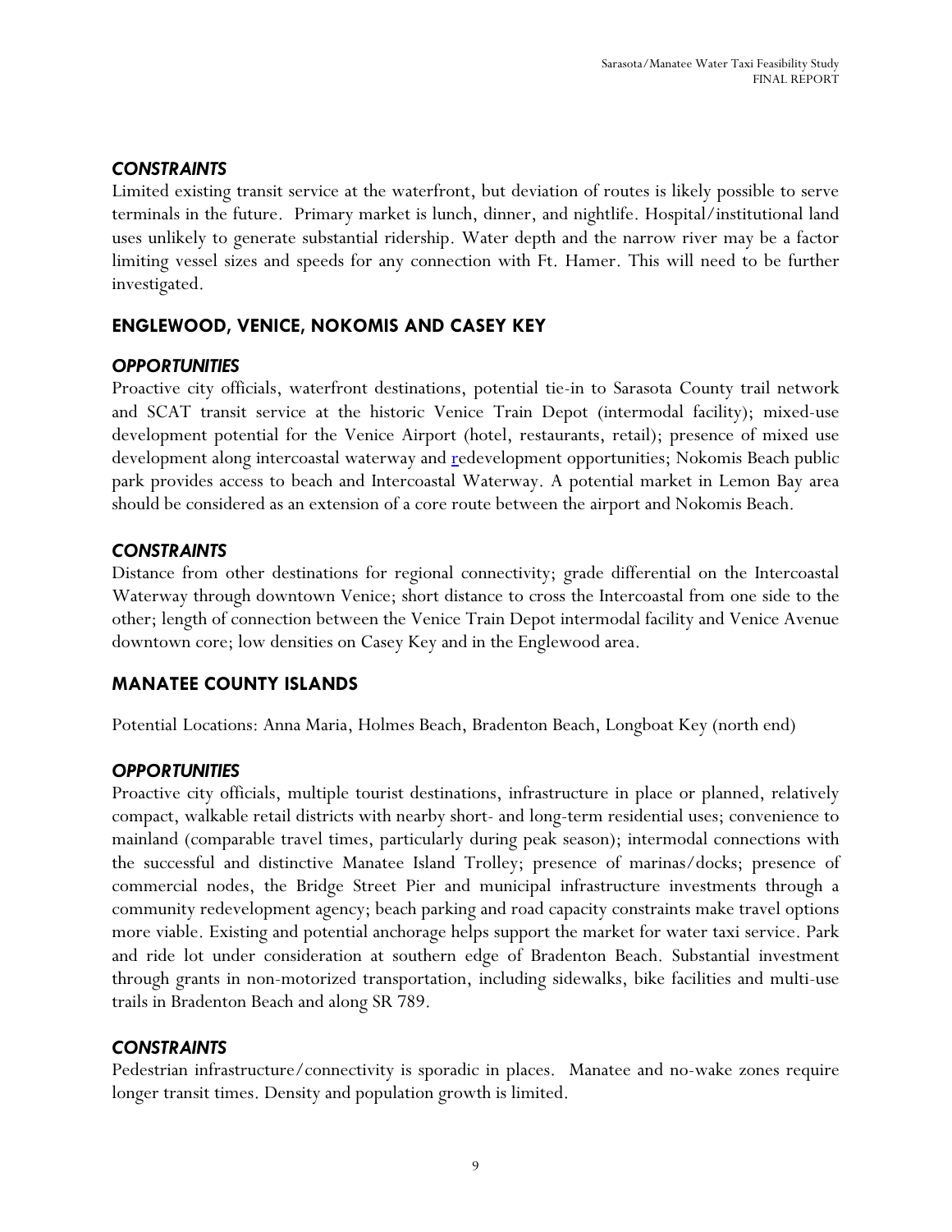### *CONSTRAINTS*

Limited existing transit service at the waterfront, but deviation of routes is likely possible to serve terminals in the future. Primary market is lunch, dinner, and nightlife. Hospital/institutional land uses unlikely to generate substantial ridership. Water depth and the narrow river may be a factor limiting vessel sizes and speeds for any connection with Ft. Hamer. This will need to be further investigated.

## ENGLEWOOD, VENICE, NOKOMIS AND CASEY KEY

### *OPPORTUNITIES*

Proactive city officials, waterfront destinations, potential tie-in to Sarasota County trail network and SCAT transit service at the historic Venice Train Depot (intermodal facility); mixed-use development potential for the Venice Airport (hotel, restaurants, retail); presence of mixed use development along intercoastal waterway and redevelopment opportunities; Nokomis Beach public park provides access to beach and Intercoastal Waterway. A potential market in Lemon Bay area should be considered as an extension of a core route between the airport and Nokomis Beach.

### *CONSTRAINTS*

Distance from other destinations for regional connectivity; grade differential on the Intercoastal Waterway through downtown Venice; short distance to cross the Intercoastal from one side to the other; length of connection between the Venice Train Depot intermodal facility and Venice Avenue downtown core; low densities on Casey Key and in the Englewood area.

## MANATEE COUNTY ISLANDS

Potential Locations: Anna Maria, Holmes Beach, Bradenton Beach, Longboat Key (north end)

### *OPPORTUNITIES*

Proactive city officials, multiple tourist destinations, infrastructure in place or planned, relatively compact, walkable retail districts with nearby short- and long-term residential uses; convenience to mainland (comparable travel times, particularly during peak season); intermodal connections with the successful and distinctive Manatee Island Trolley; presence of marinas/docks; presence of commercial nodes, the Bridge Street Pier and municipal infrastructure investments through a community redevelopment agency; beach parking and road capacity constraints make travel options more viable. Existing and potential anchorage helps support the market for water taxi service. Park and ride lot under consideration at southern edge of Bradenton Beach. Substantial investment through grants in non-motorized transportation, including sidewalks, bike facilities and multi-use trails in Bradenton Beach and along SR 789.

### *CONSTRAINTS*

Pedestrian infrastructure/connectivity is sporadic in places. Manatee and no-wake zones require longer transit times. Density and population growth is limited.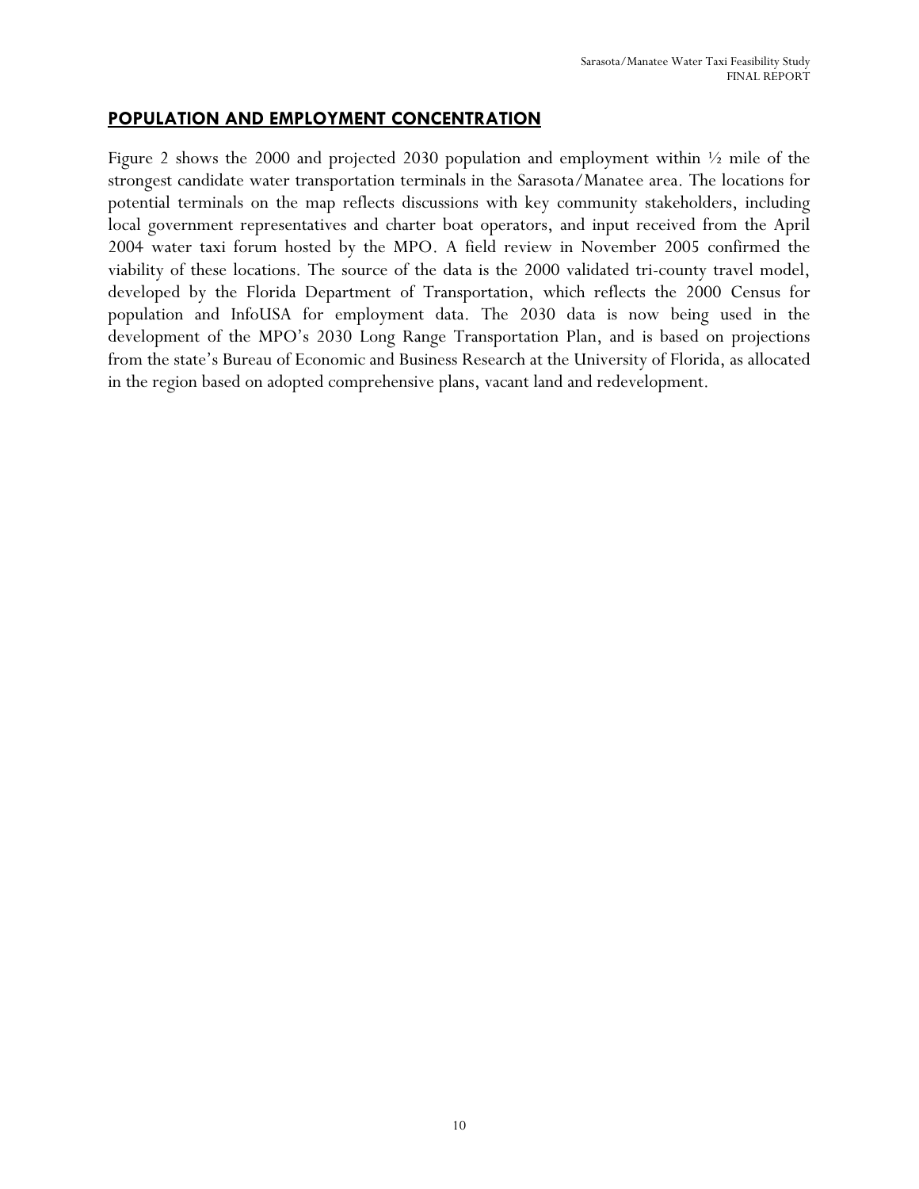## POPULATION AND EMPLOYMENT CONCENTRATION

Figure 2 shows the 2000 and projected 2030 population and employment within ½ mile of the strongest candidate water transportation terminals in the Sarasota/Manatee area. The locations for potential terminals on the map reflects discussions with key community stakeholders, including local government representatives and charter boat operators, and input received from the April 2004 water taxi forum hosted by the MPO. A field review in November 2005 confirmed the viability of these locations. The source of the data is the 2000 validated tri-county travel model, developed by the Florida Department of Transportation, which reflects the 2000 Census for population and InfoUSA for employment data. The 2030 data is now being used in the development of the MPO's 2030 Long Range Transportation Plan, and is based on projections from the state's Bureau of Economic and Business Research at the University of Florida, as allocated in the region based on adopted comprehensive plans, vacant land and redevelopment.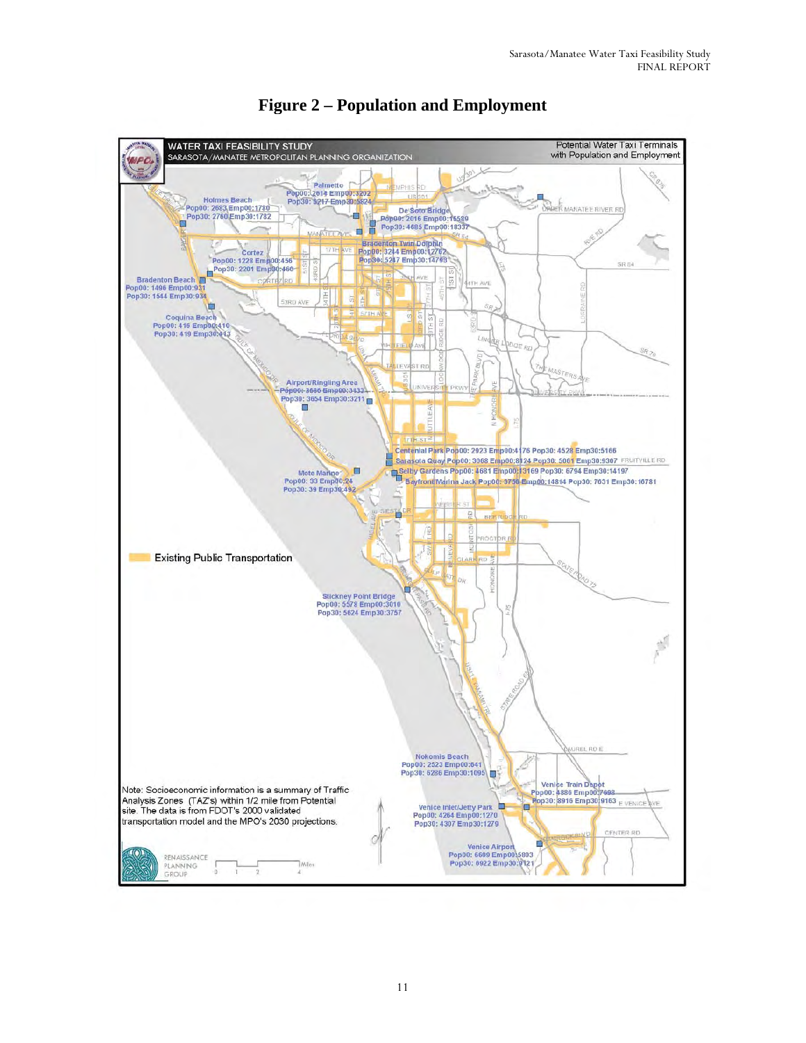# Figure 2 – Population and Employment

WATER TAXI FEASIBILITY STUDY
SARASOTA/MANATEE METROPOLITAN PLANNING ORGANIZATION

Potential Water Taxi Terminals with Population and Employment

Palmetto
Pop00: 2014 Emp00:3202
Pop30: 5217 Emp30:5824

Holmes Beach
Pop00: 2683 Emp00:1780
Pop30: 2760 Emp30:1782

De Soto Bridge
Pop00: 2016 Emp00:15589
Pop30: 4685 Emp30:18337

Bradenton Twin Dolphin
Pop00: 3244 Emp00:12762
Pop30: 5247 Emp30:14793

Cortez
Pop00: 1228 Emp00:456
Pop30: 2201 Emp30:460

Bradenton Beach
Pop00: 1496 Emp00:931
Pop30: 1544 Emp30:934

Coquina Beach
Pop00: 416 Emp00:410
Pop30: 419 Emp30:413

Airport/Ringling Area
Pop00: 3686 Emp00:3133
Pop30: 3654 Emp30:3211

Centenial Park Pop00: 2923 Emp00:4176 Pop30: 4528 Emp30:5166

Sarasota Quay Pop00: 3068 Emp00:8124 Pop30: 5061 Emp30:9307

Selby Gardens Pop00: 4681 Emp00:13169 Pop30: 6794 Emp30:14197

Bayfront/Marina Jack Pop00: 3750 Emp00:14814 Pop30: 7031 Emp30:16781

Mote Marine
Pop00: 33 Emp00:24
Pop30: 39 Emp30:492

Existing Public Transportation

Stickney Point Bridge
Pop00: 5578 Emp00:3010
Pop30: 5624 Emp30:3757

Nokomis Beach
Pop00: 2523 Emp00:841
Pop30: 6286 Emp30:1095

Venice Train Depot
Pop00: 4886 Emp00:7698
Pop30: 8916 Emp30:9163

Venice Inlet/Jetty Park
Pop00: 4264 Emp00:1270
Pop30: 4307 Emp30:1279

Venice Airport
Pop00: 6609 Emp00:5803
Pop30: 6922 Emp30:6121

Note: Socioeconomic information is a summary of Traffic Analysis Zones (TAZ's) within 1/2 mile from Potential site. The data is from FDOT's 2000 validated transportation model and the MPO's 2030 projections.

RENAISSANCE PLANNING GROUP

0 1 2 4 Miles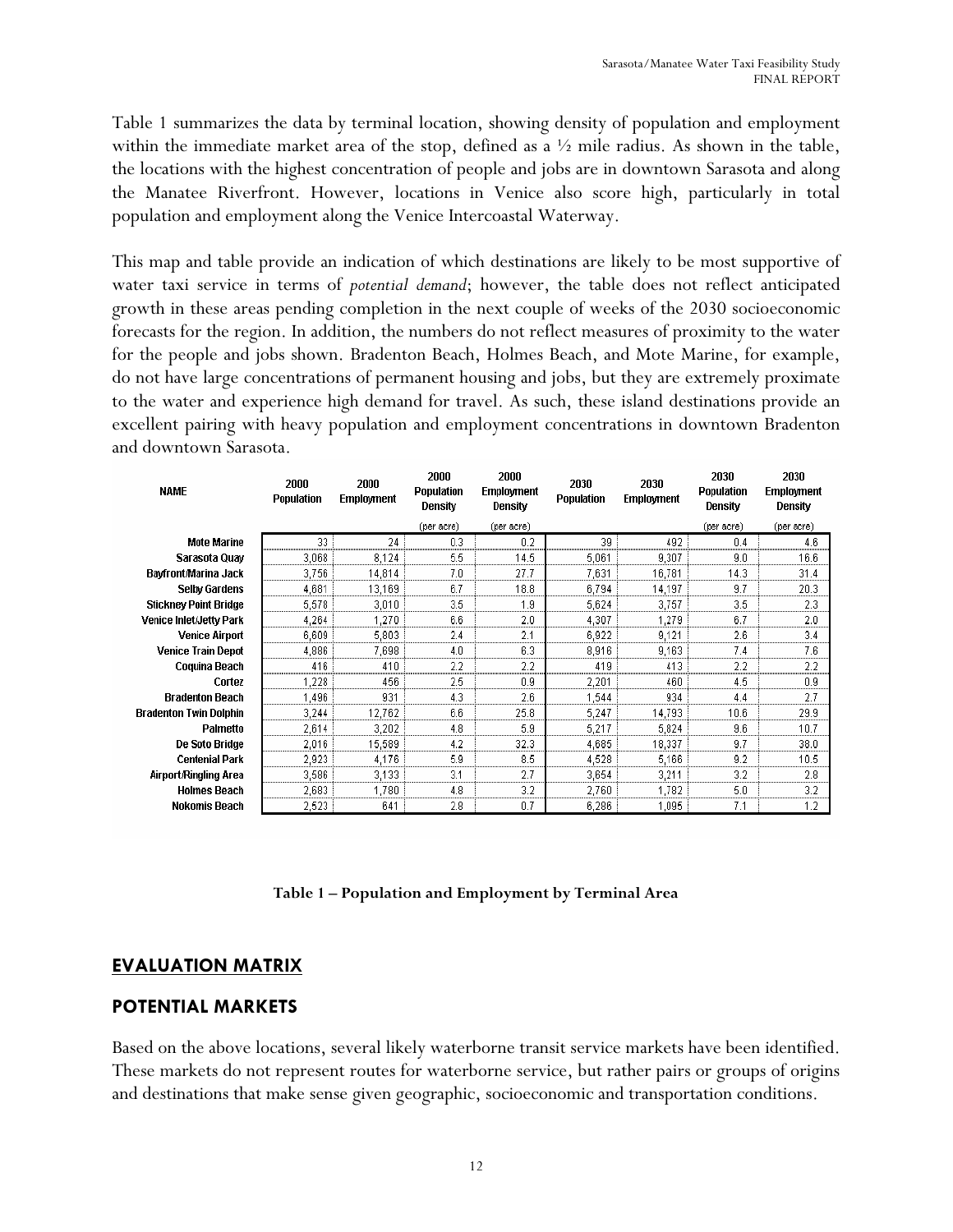Table 1 summarizes the data by terminal location, showing density of population and employment within the immediate market area of the stop, defined as a ½ mile radius. As shown in the table, the locations with the highest concentration of people and jobs are in downtown Sarasota and along the Manatee Riverfront. However, locations in Venice also score high, particularly in total population and employment along the Venice Intercoastal Waterway.

This map and table provide an indication of which destinations are likely to be most supportive of water taxi service in terms of *potential demand*; however, the table does not reflect anticipated growth in these areas pending completion in the next couple of weeks of the 2030 socioeconomic forecasts for the region. In addition, the numbers do not reflect measures of proximity to the water for the people and jobs shown. Bradenton Beach, Holmes Beach, and Mote Marine, for example, do not have large concentrations of permanent housing and jobs, but they are extremely proximate to the water and experience high demand for travel. As such, these island destinations provide an excellent pairing with heavy population and employment concentrations in downtown Bradenton and downtown Sarasota.

| NAME | 2000 Population | 2000 Employment | 2000 Population Density (per acre) | 2000 Employment Density (per acre) | 2030 Population | 2030 Employment | 2030 Population Density (per acre) | 2030 Employment Density (per acre) |
|---|---|---|---|---|---|---|---|---|
| Mote Marine | 33 | 24 | 0.3 | 0.2 | 39 | 492 | 0.4 | 4.6 |
| Sarasota Quay | 3,068 | 8,124 | 5.5 | 14.5 | 5,061 | 9,307 | 9.0 | 16.6 |
| Bayfront/Marina Jack | 3,756 | 14,814 | 7.0 | 27.7 | 7,631 | 16,781 | 14.3 | 31.4 |
| Selby Gardens | 4,681 | 13,169 | 6.7 | 18.8 | 6,794 | 14,197 | 9.7 | 20.3 |
| Stickney Point Bridge | 5,578 | 3,010 | 3.5 | 1.9 | 5,624 | 3,757 | 3.5 | 2.3 |
| Venice Inlet/Jetty Park | 4,264 | 1,270 | 6.6 | 2.0 | 4,307 | 1,279 | 6.7 | 2.0 |
| Venice Airport | 6,609 | 5,803 | 2.4 | 2.1 | 6,922 | 9,121 | 2.6 | 3.4 |
| Venice Train Depot | 4,886 | 7,698 | 4.0 | 6.3 | 8,916 | 9,163 | 7.4 | 7.6 |
| Coquina Beach | 416 | 410 | 2.2 | 2.2 | 419 | 413 | 2.2 | 2.2 |
| Cortez | 1,228 | 456 | 2.5 | 0.9 | 2,201 | 460 | 4.5 | 0.9 |
| Bradenton Beach | 1,496 | 931 | 4.3 | 2.6 | 1,544 | 934 | 4.4 | 2.7 |
| Bradenton Twin Dolphin | 3,244 | 12,762 | 6.6 | 25.8 | 5,247 | 14,793 | 10.6 | 29.9 |
| Palmetto | 2,614 | 3,202 | 4.8 | 5.9 | 5,217 | 5,824 | 9.6 | 10.7 |
| De Soto Bridge | 2,016 | 15,589 | 4.2 | 32.3 | 4,685 | 18,337 | 9.7 | 38.0 |
| Centenial Park | 2,923 | 4,176 | 5.9 | 8.5 | 4,528 | 5,166 | 9.2 | 10.5 |
| Airport/Ringling Area | 3,586 | 3,133 | 3.1 | 2.7 | 3,654 | 3,211 | 3.2 | 2.8 |
| Holmes Beach | 2,683 | 1,780 | 4.8 | 3.2 | 2,760 | 1,782 | 5.0 | 3.2 |
| Nokomis Beach | 2,523 | 641 | 2.8 | 0.7 | 6,286 | 1,095 | 7.1 | 1.2 |

**Table 1 – Population and Employment by Terminal Area**

## EVALUATION MATRIX

### POTENTIAL MARKETS

Based on the above locations, several likely waterborne transit service markets have been identified. These markets do not represent routes for waterborne service, but rather pairs or groups of origins and destinations that make sense given geographic, socioeconomic and transportation conditions.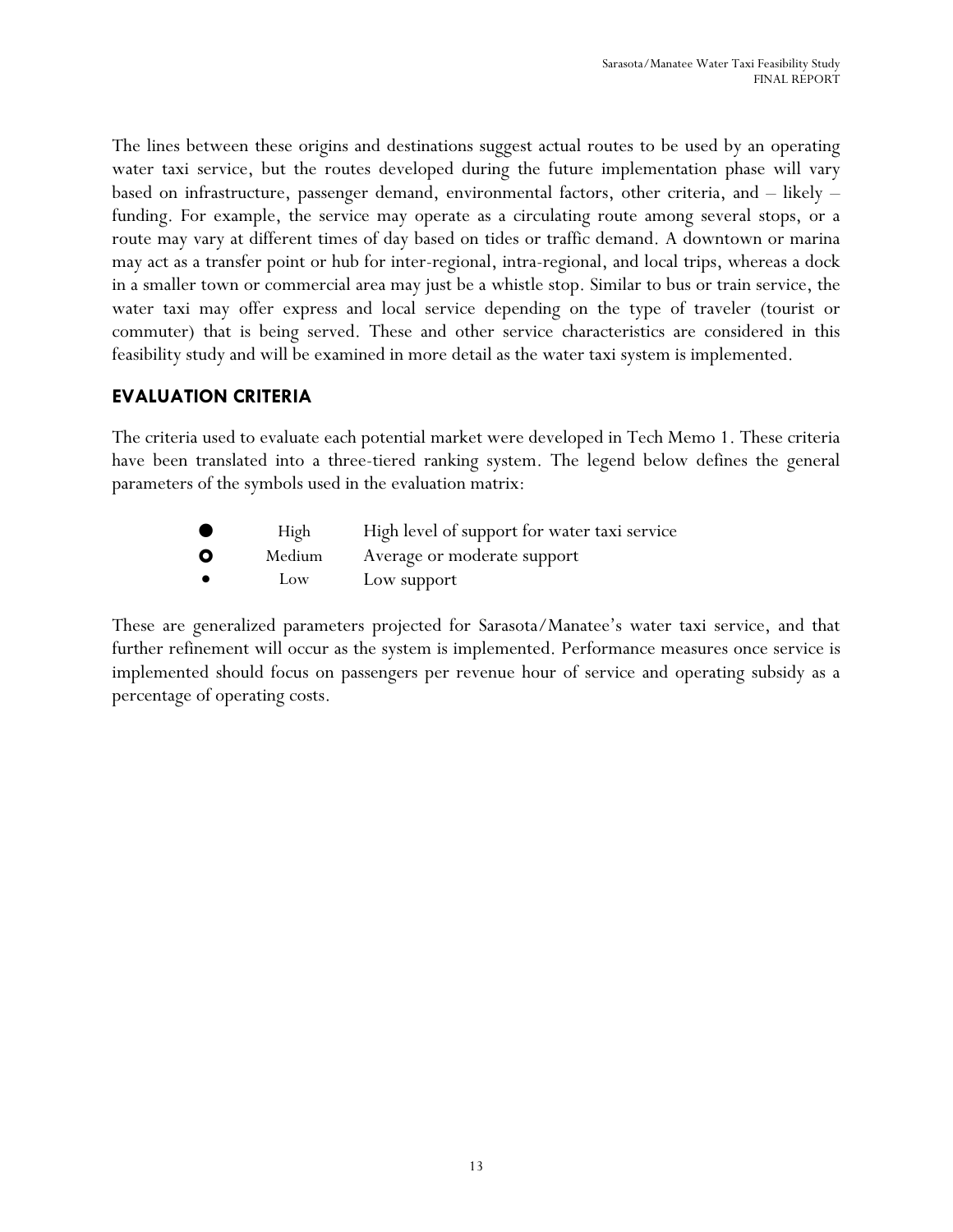The lines between these origins and destinations suggest actual routes to be used by an operating water taxi service, but the routes developed during the future implementation phase will vary based on infrastructure, passenger demand, environmental factors, other criteria, and – likely – funding. For example, the service may operate as a circulating route among several stops, or a route may vary at different times of day based on tides or traffic demand. A downtown or marina may act as a transfer point or hub for inter-regional, intra-regional, and local trips, whereas a dock in a smaller town or commercial area may just be a whistle stop. Similar to bus or train service, the water taxi may offer express and local service depending on the type of traveler (tourist or commuter) that is being served. These and other service characteristics are considered in this feasibility study and will be examined in more detail as the water taxi system is implemented.

## EVALUATION CRITERIA

The criteria used to evaluate each potential market were developed in Tech Memo 1. These criteria have been translated into a three-tiered ranking system. The legend below defines the general parameters of the symbols used in the evaluation matrix:

| Symbol | Level | Description |
|---|---|---|
| ● | High | High level of support for water taxi service |
| ○ | Medium | Average or moderate support |
| • | Low | Low support |

These are generalized parameters projected for Sarasota/Manatee's water taxi service, and that further refinement will occur as the system is implemented. Performance measures once service is implemented should focus on passengers per revenue hour of service and operating subsidy as a percentage of operating costs.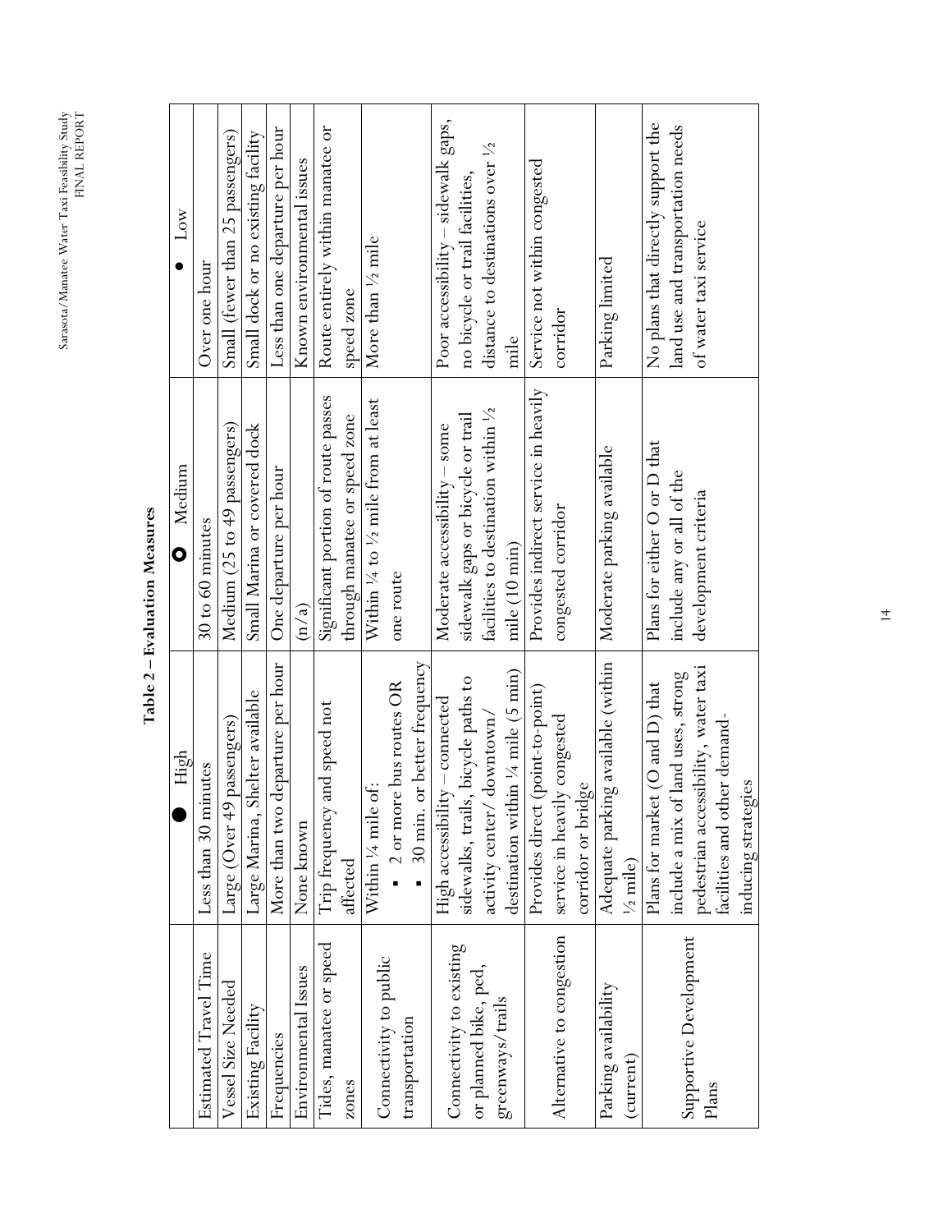**Table 2 – Evaluation Measures**

| | ● High | ○ Medium | • Low |
|---|---|---|---|
| Estimated Travel Time | Less than 30 minutes | 30 to 60 minutes | Over one hour |
| Vessel Size Needed | Large (Over 49 passengers) | Medium (25 to 49 passengers) | Small (fewer than 25 passengers) |
| Existing Facility | Large Marina, Shelter available | Small Marina or covered dock | Small dock or no existing facility |
| Frequencies | More than two departure per hour | One departure per hour | Less than one departure per hour |
| Environmental Issues | None known | (n/a) | Known environmental issues |
| Tides, manatee or speed zones | Trip frequency and speed not affected | Significant portion of route passes through manatee or speed zone | Route entirely within manatee or speed zone |
| Connectivity to public transportation | Within ¼ mile of: <br>▪ 2 or more bus routes OR <br>▪ 30 min. or better frequency | Within ¼ to ½ mile from at least one route | More than ½ mile |
| Connectivity to existing or planned bike, ped, greenways/trails | High accessibility – connected sidewalks, trails, bicycle paths to activity center/ downtown/ destination within ¼ mile (5 min) | Moderate accessibility – some sidewalk gaps or bicycle or trail facilities to destination within ½ mile (10 min) | Poor accessibility – sidewalk gaps, no bicycle or trail facilities, distance to destinations over ½ mile |
| Alternative to congestion | Provides direct (point-to-point) service in heavily congested corridor or bridge | Provides indirect service in heavily congested corridor | Service not within congested corridor |
| Parking availability (current) | Adequate parking available (within ½ mile) | Moderate parking available | Parking limited |
| Supportive Development Plans | Plans for market (O and D) that include a mix of land uses, strong pedestrian accessibility, water taxi facilities and other demand-inducing strategies | Plans for either O or D that include any or all of the development criteria | No plans that directly support the land use and transportation needs of water taxi service |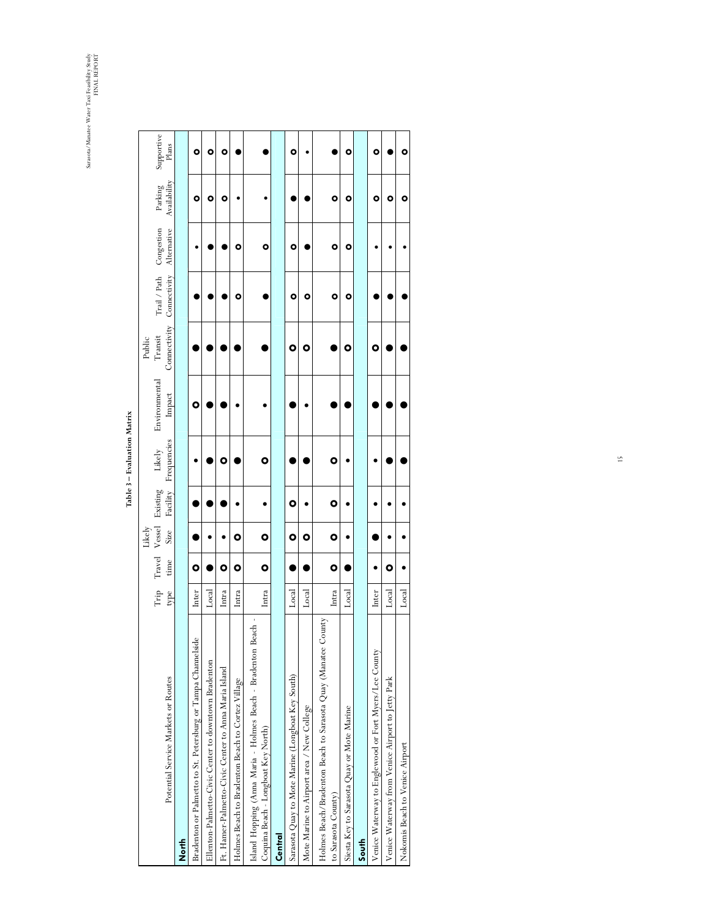**Table 3 – Evaluation Matrix**

| Potential Service Markets or Routes | Trip type | Travel time | Likely Vessel Size | Existing Facility | Likely Frequencies | Environmental Impact | Public Transit Connectivity | Trail / Path Connectivity | Congestion Alternative | Parking Availability | Supportive Plans |
|---|---|---|---|---|---|---|---|---|---|---|---|
| **North** | | | | | | | | | | | |
| Bradenton or Palmetto to St. Petersburg or Tampa Channelside | Inter | ○ | ● | ● | • | ○ | ● | ● | • | ○ | ○ |
| Ellenton-Palmetto-Civic Center to downtown Bradenton | Local | ● | • | ● | ● | ● | ● | ● | ● | ○ | ○ |
| Ft. Hamer-Palmetto-Civic Center to Anna Maria Island | Intra | ○ | • | ● | ○ | ● | ● | ● | ● | ○ | ○ |
| Holmes Beach to Bradenton Beach to Cortez Village | Intra | ○ | ○ | • | ● | • | ● | ○ | ○ | • | ● |
| Island Hopping (Anna Maria - Holmes Beach - Bradenton Beach - Coquina Beach - Longboat Key North) | Intra | ○ | ○ | • | ○ | • | ● | ● | ○ | • | ● |
| **Central** | | | | | | | | | | | |
| Sarasota Quay to Mote Marine (Longboat Key South) | Local | ● | ○ | ○ | ● | ● | ○ | ○ | ○ | ● | ○ |
| Mote Marine to Airport area / New College | Local | ● | ○ | • | ● | • | ○ | ○ | ● | ● | • |
| Holmes Beach/Bradenton Beach to Sarasota Quay (Manatee County to Sarasota County) | Intra | ○ | ○ | ○ | ○ | ● | ● | ○ | ○ | ○ | ● |
| Siesta Key to Sarasota Quay or Mote Marine | Local | ● | • | • | • | ● | ○ | ○ | ○ | ○ | ○ |
| **South** | | | | | | | | | | | |
| Venice Waterway to Englewood or Fort Myers/Lee County | Inter | • | ● | • | • | ● | ○ | ● | • | ○ | ○ |
| Venice Waterway from Venice Airport to Jetty Park | Local | ○ | • | • | ● | ● | ● | ● | • | ○ | ● |
| Nokomis Beach to Venice Airport | Local | • | • | • | ● | ● | ● | ● | • | ○ | ○ |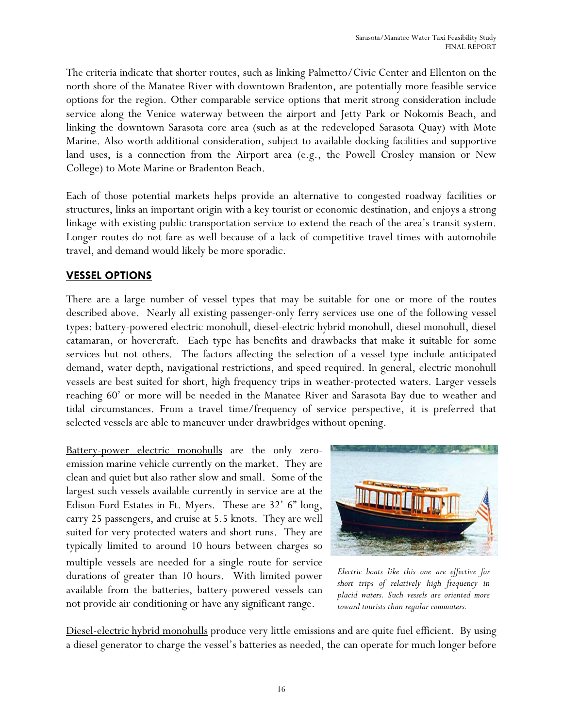The criteria indicate that shorter routes, such as linking Palmetto/Civic Center and Ellenton on the north shore of the Manatee River with downtown Bradenton, are potentially more feasible service options for the region. Other comparable service options that merit strong consideration include service along the Venice waterway between the airport and Jetty Park or Nokomis Beach, and linking the downtown Sarasota core area (such as at the redeveloped Sarasota Quay) with Mote Marine. Also worth additional consideration, subject to available docking facilities and supportive land uses, is a connection from the Airport area (e.g., the Powell Crosley mansion or New College) to Mote Marine or Bradenton Beach.

Each of those potential markets helps provide an alternative to congested roadway facilities or structures, links an important origin with a key tourist or economic destination, and enjoys a strong linkage with existing public transportation service to extend the reach of the area's transit system. Longer routes do not fare as well because of a lack of competitive travel times with automobile travel, and demand would likely be more sporadic.

## VESSEL OPTIONS

There are a large number of vessel types that may be suitable for one or more of the routes described above. Nearly all existing passenger-only ferry services use one of the following vessel types: battery-powered electric monohull, diesel-electric hybrid monohull, diesel monohull, diesel catamaran, or hovercraft. Each type has benefits and drawbacks that make it suitable for some services but not others. The factors affecting the selection of a vessel type include anticipated demand, water depth, navigational restrictions, and speed required. In general, electric monohull vessels are best suited for short, high frequency trips in weather-protected waters. Larger vessels reaching 60' or more will be needed in the Manatee River and Sarasota Bay due to weather and tidal circumstances. From a travel time/frequency of service perspective, it is preferred that selected vessels are able to maneuver under drawbridges without opening.

Battery-power electric monohulls are the only zero-emission marine vehicle currently on the market. They are clean and quiet but also rather slow and small. Some of the largest such vessels available currently in service are at the Edison-Ford Estates in Ft. Myers. These are 32' 6" long, carry 25 passengers, and cruise at 5.5 knots. They are well suited for very protected waters and short runs. They are typically limited to around 10 hours between charges so multiple vessels are needed for a single route for service durations of greater than 10 hours. With limited power available from the batteries, battery-powered vessels can not provide air conditioning or have any significant range.

*Electric boats like this one are effective for short trips of relatively high frequency in placid waters. Such vessels are oriented more toward tourists than regular commuters.*

Diesel-electric hybrid monohulls produce very little emissions and are quite fuel efficient. By using a diesel generator to charge the vessel's batteries as needed, the can operate for much longer before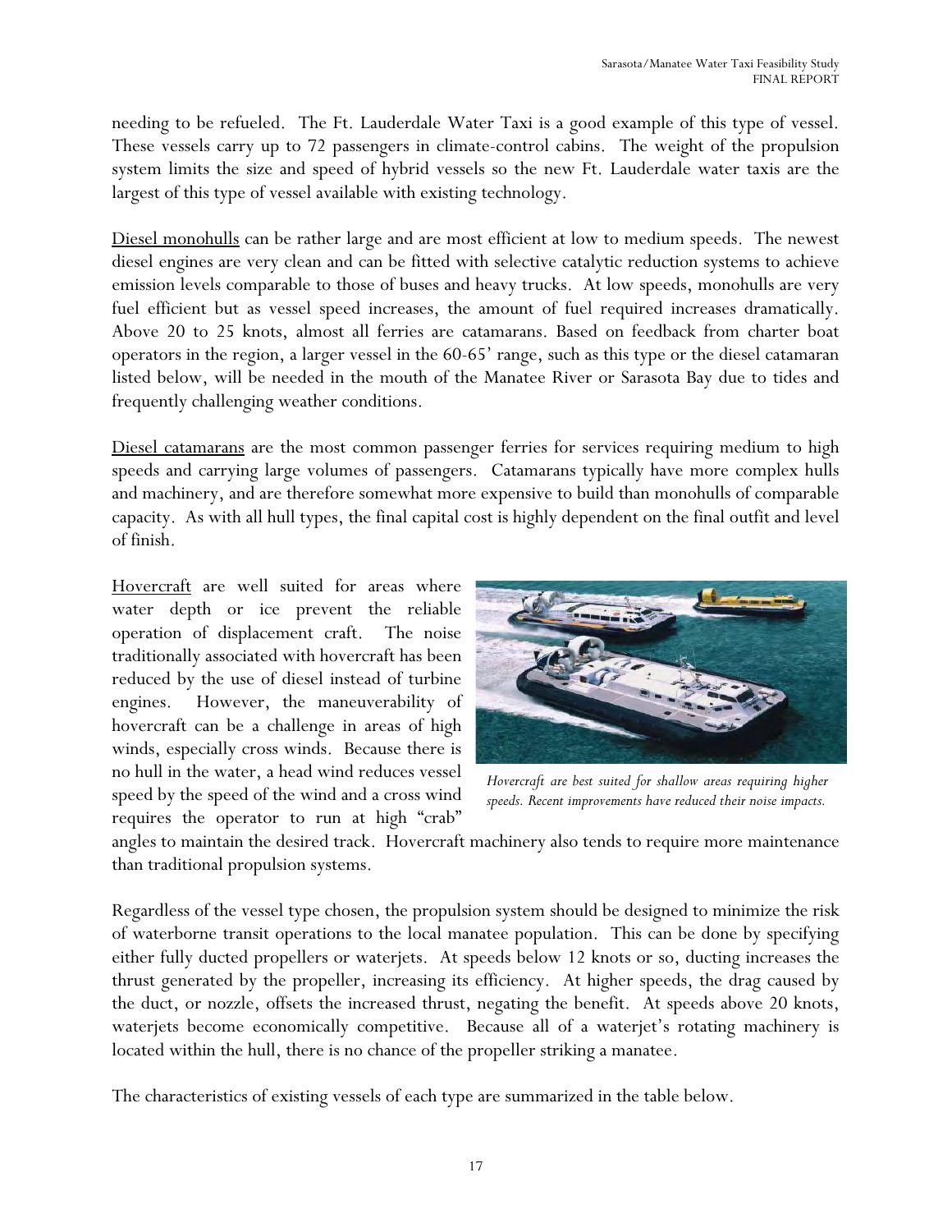needing to be refueled. The Ft. Lauderdale Water Taxi is a good example of this type of vessel. These vessels carry up to 72 passengers in climate-control cabins. The weight of the propulsion system limits the size and speed of hybrid vessels so the new Ft. Lauderdale water taxis are the largest of this type of vessel available with existing technology.

Diesel monohulls can be rather large and are most efficient at low to medium speeds. The newest diesel engines are very clean and can be fitted with selective catalytic reduction systems to achieve emission levels comparable to those of buses and heavy trucks. At low speeds, monohulls are very fuel efficient but as vessel speed increases, the amount of fuel required increases dramatically. Above 20 to 25 knots, almost all ferries are catamarans. Based on feedback from charter boat operators in the region, a larger vessel in the 60-65' range, such as this type or the diesel catamaran listed below, will be needed in the mouth of the Manatee River or Sarasota Bay due to tides and frequently challenging weather conditions.

Diesel catamarans are the most common passenger ferries for services requiring medium to high speeds and carrying large volumes of passengers. Catamarans typically have more complex hulls and machinery, and are therefore somewhat more expensive to build than monohulls of comparable capacity. As with all hull types, the final capital cost is highly dependent on the final outfit and level of finish.

Hovercraft are well suited for areas where water depth or ice prevent the reliable operation of displacement craft. The noise traditionally associated with hovercraft has been reduced by the use of diesel instead of turbine engines. However, the maneuverability of hovercraft can be a challenge in areas of high winds, especially cross winds. Because there is no hull in the water, a head wind reduces vessel speed by the speed of the wind and a cross wind requires the operator to run at high "crab" angles to maintain the desired track. Hovercraft machinery also tends to require more maintenance than traditional propulsion systems.

*Hovercraft are best suited for shallow areas requiring higher speeds. Recent improvements have reduced their noise impacts.*

Regardless of the vessel type chosen, the propulsion system should be designed to minimize the risk of waterborne transit operations to the local manatee population. This can be done by specifying either fully ducted propellers or waterjets. At speeds below 12 knots or so, ducting increases the thrust generated by the propeller, increasing its efficiency. At higher speeds, the drag caused by the duct, or nozzle, offsets the increased thrust, negating the benefit. At speeds above 20 knots, waterjets become economically competitive. Because all of a waterjet's rotating machinery is located within the hull, there is no chance of the propeller striking a manatee.

The characteristics of existing vessels of each type are summarized in the table below.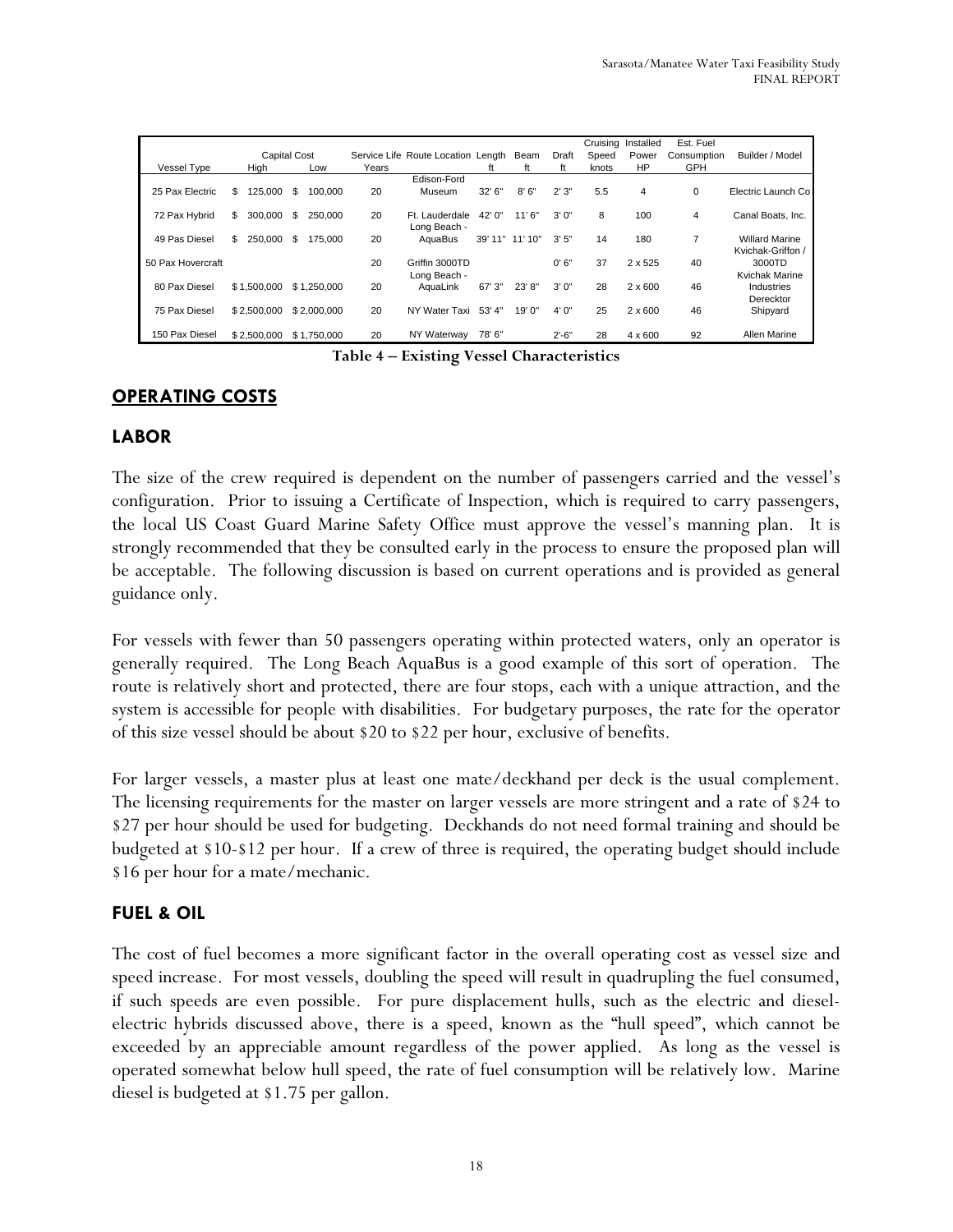| Vessel Type | Capital Cost High | Capital Cost Low | Service Life Years | Route Location | Length ft | Beam ft | Draft ft | Cruising Speed knots | Installed Power HP | Est. Fuel Consumption GPH | Builder / Model |
|---|---|---|---|---|---|---|---|---|---|---|---|
| 25 Pax Electric | $ 125,000 | $ 100,000 | 20 | Edison-Ford Museum | 32' 6" | 8' 6" | 2' 3" | 5.5 | 4 | 0 | Electric Launch Co |
| 72 Pax Hybrid | $ 300,000 | $ 250,000 | 20 | Ft. Lauderdale | 42' 0" | 11' 6" | 3' 0" | 8 | 100 | 4 | Canal Boats, Inc. |
| 49 Pas Diesel | $ 250,000 | $ 175,000 | 20 | Long Beach - AquaBus | 39' 11" | 11' 10" | 3' 5" | 14 | 180 | 7 | Willard Marine |
| 50 Pax Hovercraft | | | 20 | Griffin 3000TD | | | 0' 6" | 37 | 2 x 525 | 40 | Kvichak-Griffon / 3000TD |
| 80 Pax Diesel | $ 1,500,000 | $ 1,250,000 | 20 | Long Beach - AquaLink | 67' 3" | 23' 8" | 3' 0" | 28 | 2 x 600 | 46 | Kvichak Marine Industries |
| 75 Pax Diesel | $ 2,500,000 | $ 2,000,000 | 20 | NY Water Taxi | 53' 4" | 19' 0" | 4' 0" | 25 | 2 x 600 | 46 | Derecktor Shipyard |
| 150 Pax Diesel | $ 2,500,000 | $ 1,750,000 | 20 | NY Waterway | 78' 6" | | 2'-6" | 28 | 4 x 600 | 92 | Allen Marine |

**Table 4 – Existing Vessel Characteristics**

## OPERATING COSTS

### LABOR

The size of the crew required is dependent on the number of passengers carried and the vessel's configuration. Prior to issuing a Certificate of Inspection, which is required to carry passengers, the local US Coast Guard Marine Safety Office must approve the vessel's manning plan. It is strongly recommended that they be consulted early in the process to ensure the proposed plan will be acceptable. The following discussion is based on current operations and is provided as general guidance only.

For vessels with fewer than 50 passengers operating within protected waters, only an operator is generally required. The Long Beach AquaBus is a good example of this sort of operation. The route is relatively short and protected, there are four stops, each with a unique attraction, and the system is accessible for people with disabilities. For budgetary purposes, the rate for the operator of this size vessel should be about $20 to $22 per hour, exclusive of benefits.

For larger vessels, a master plus at least one mate/deckhand per deck is the usual complement. The licensing requirements for the master on larger vessels are more stringent and a rate of $24 to $27 per hour should be used for budgeting. Deckhands do not need formal training and should be budgeted at $10-$12 per hour. If a crew of three is required, the operating budget should include $16 per hour for a mate/mechanic.

### FUEL & OIL

The cost of fuel becomes a more significant factor in the overall operating cost as vessel size and speed increase. For most vessels, doubling the speed will result in quadrupling the fuel consumed, if such speeds are even possible. For pure displacement hulls, such as the electric and diesel-electric hybrids discussed above, there is a speed, known as the "hull speed", which cannot be exceeded by an appreciable amount regardless of the power applied. As long as the vessel is operated somewhat below hull speed, the rate of fuel consumption will be relatively low. Marine diesel is budgeted at $1.75 per gallon.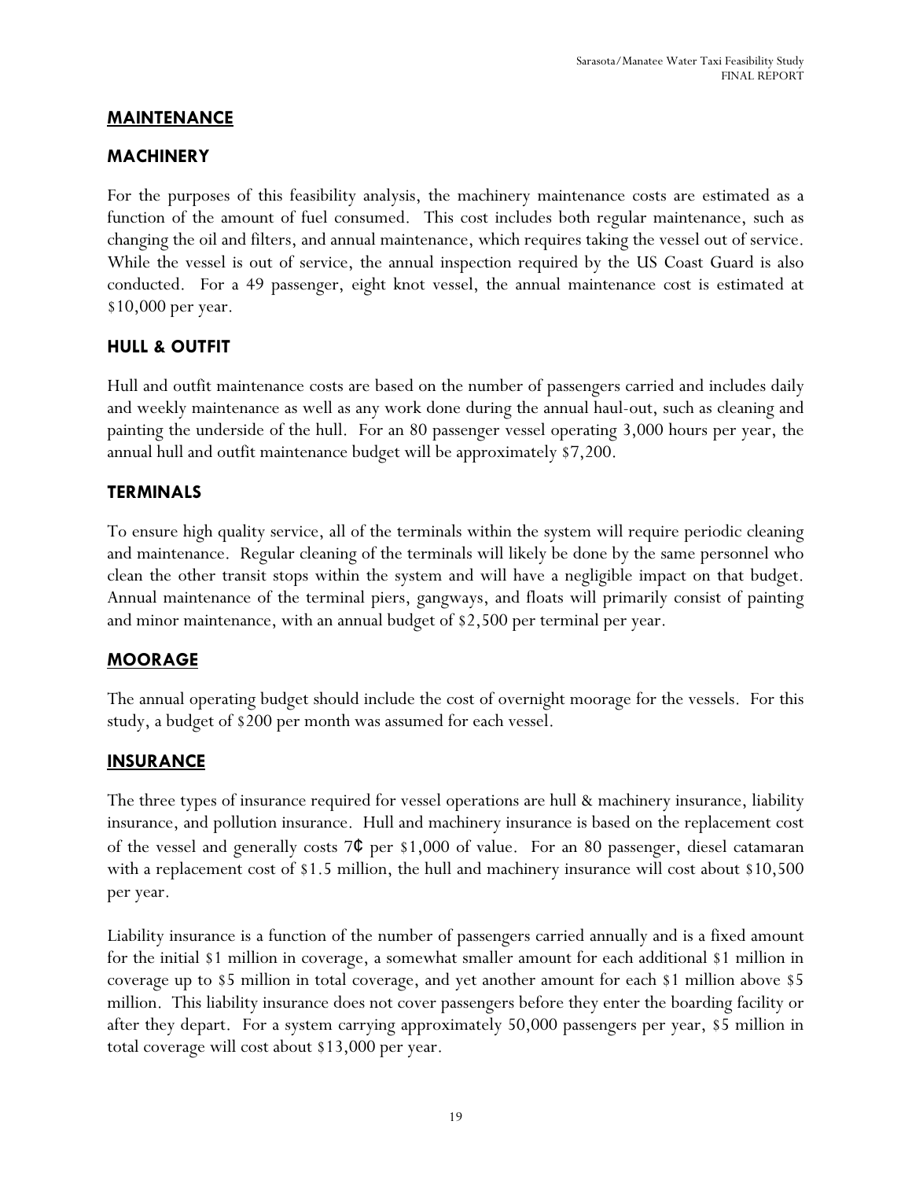## MAINTENANCE

### MACHINERY

For the purposes of this feasibility analysis, the machinery maintenance costs are estimated as a function of the amount of fuel consumed. This cost includes both regular maintenance, such as changing the oil and filters, and annual maintenance, which requires taking the vessel out of service. While the vessel is out of service, the annual inspection required by the US Coast Guard is also conducted. For a 49 passenger, eight knot vessel, the annual maintenance cost is estimated at $10,000 per year.

### HULL & OUTFIT

Hull and outfit maintenance costs are based on the number of passengers carried and includes daily and weekly maintenance as well as any work done during the annual haul-out, such as cleaning and painting the underside of the hull. For an 80 passenger vessel operating 3,000 hours per year, the annual hull and outfit maintenance budget will be approximately $7,200.

### TERMINALS

To ensure high quality service, all of the terminals within the system will require periodic cleaning and maintenance. Regular cleaning of the terminals will likely be done by the same personnel who clean the other transit stops within the system and will have a negligible impact on that budget. Annual maintenance of the terminal piers, gangways, and floats will primarily consist of painting and minor maintenance, with an annual budget of $2,500 per terminal per year.

## MOORAGE

The annual operating budget should include the cost of overnight moorage for the vessels. For this study, a budget of $200 per month was assumed for each vessel.

## INSURANCE

The three types of insurance required for vessel operations are hull & machinery insurance, liability insurance, and pollution insurance. Hull and machinery insurance is based on the replacement cost of the vessel and generally costs 7¢ per $1,000 of value. For an 80 passenger, diesel catamaran with a replacement cost of $1.5 million, the hull and machinery insurance will cost about $10,500 per year.

Liability insurance is a function of the number of passengers carried annually and is a fixed amount for the initial $1 million in coverage, a somewhat smaller amount for each additional $1 million in coverage up to $5 million in total coverage, and yet another amount for each $1 million above $5 million. This liability insurance does not cover passengers before they enter the boarding facility or after they depart. For a system carrying approximately 50,000 passengers per year, $5 million in total coverage will cost about $13,000 per year.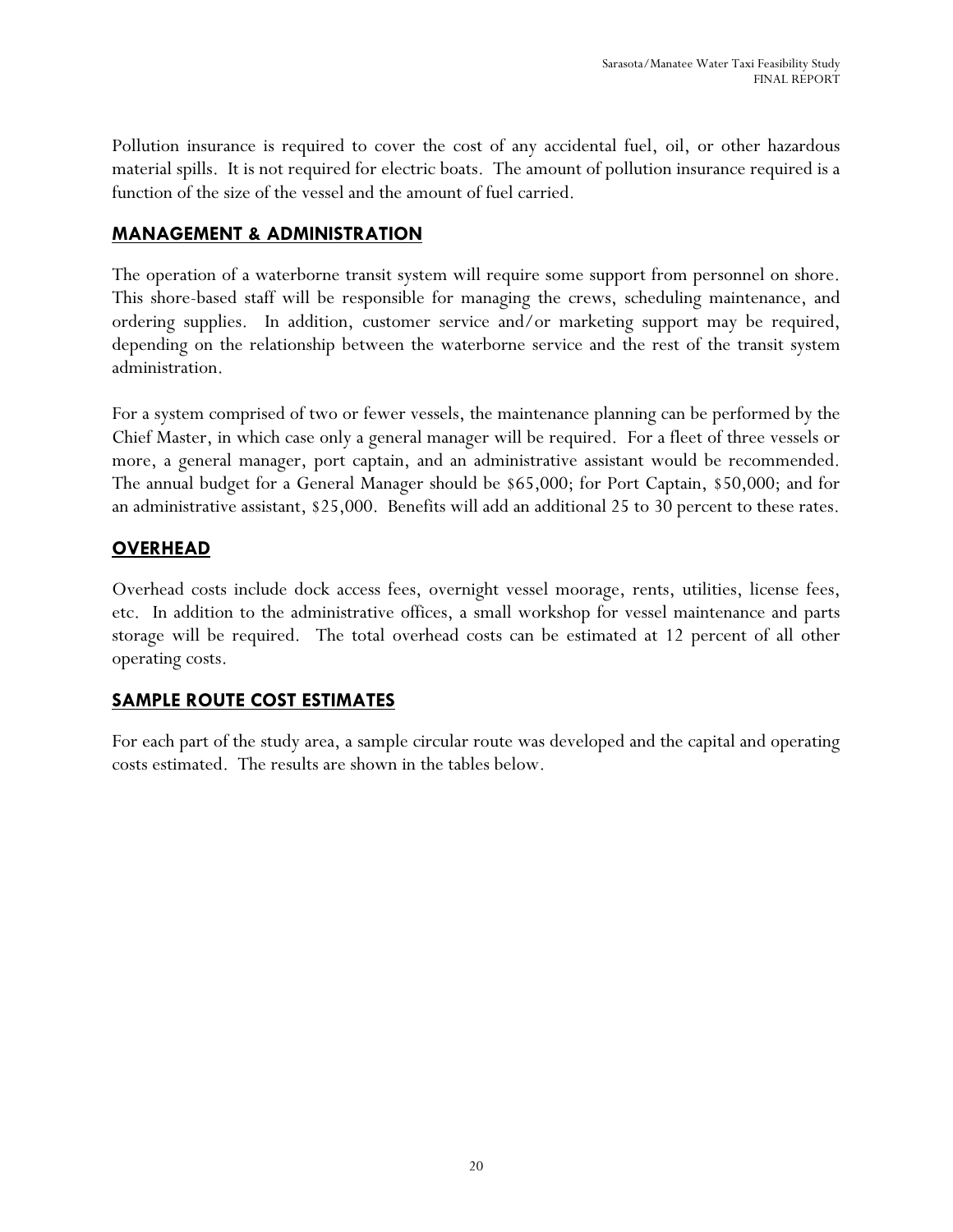Pollution insurance is required to cover the cost of any accidental fuel, oil, or other hazardous material spills. It is not required for electric boats. The amount of pollution insurance required is a function of the size of the vessel and the amount of fuel carried.

## MANAGEMENT & ADMINISTRATION

The operation of a waterborne transit system will require some support from personnel on shore. This shore-based staff will be responsible for managing the crews, scheduling maintenance, and ordering supplies. In addition, customer service and/or marketing support may be required, depending on the relationship between the waterborne service and the rest of the transit system administration.

For a system comprised of two or fewer vessels, the maintenance planning can be performed by the Chief Master, in which case only a general manager will be required. For a fleet of three vessels or more, a general manager, port captain, and an administrative assistant would be recommended. The annual budget for a General Manager should be $65,000; for Port Captain, $50,000; and for an administrative assistant, $25,000. Benefits will add an additional 25 to 30 percent to these rates.

## OVERHEAD

Overhead costs include dock access fees, overnight vessel moorage, rents, utilities, license fees, etc. In addition to the administrative offices, a small workshop for vessel maintenance and parts storage will be required. The total overhead costs can be estimated at 12 percent of all other operating costs.

## SAMPLE ROUTE COST ESTIMATES

For each part of the study area, a sample circular route was developed and the capital and operating costs estimated. The results are shown in the tables below.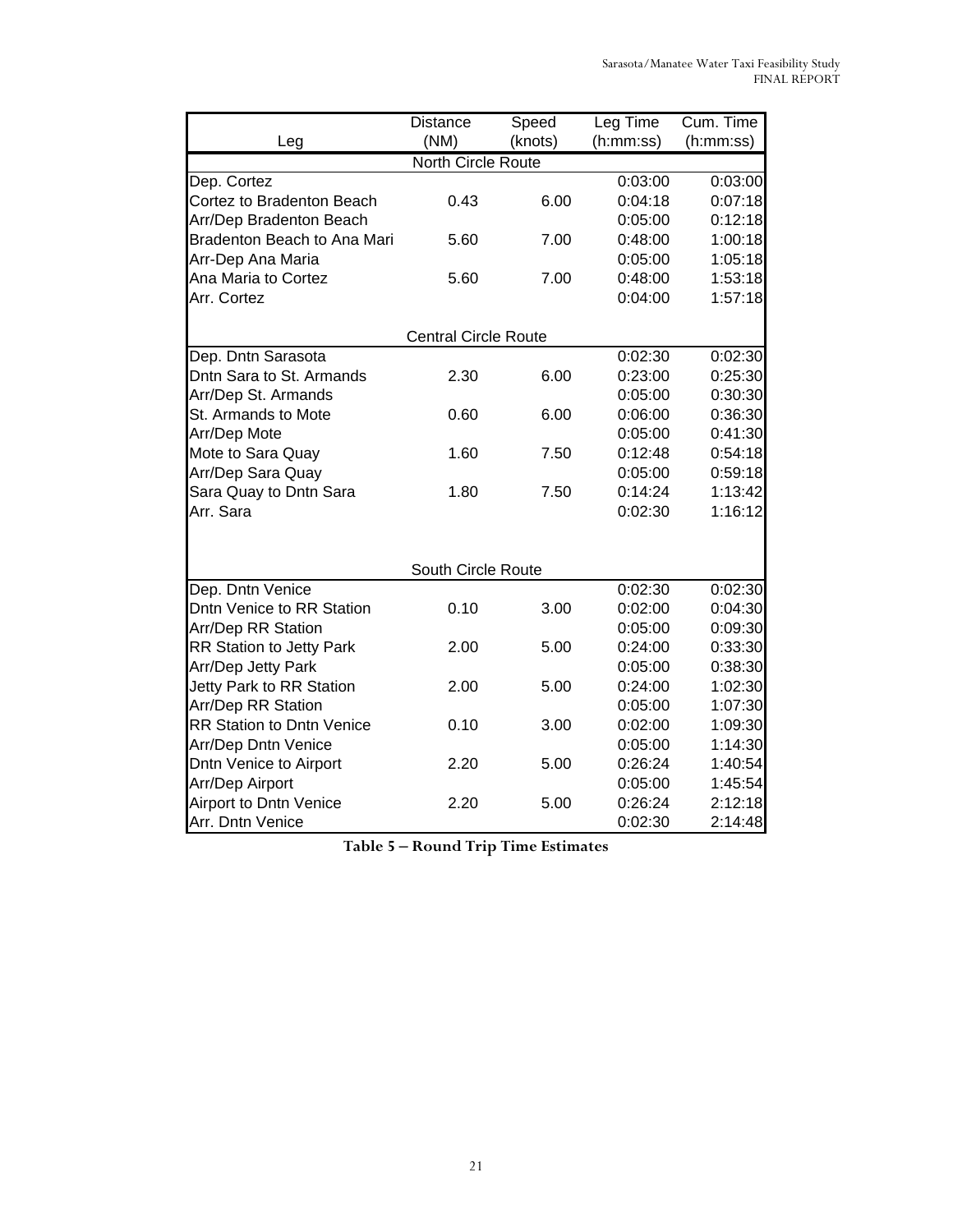| Leg | Distance (NM) | Speed (knots) | Leg Time (h:mm:ss) | Cum. Time (h:mm:ss) |
|---|---|---|---|---|
| | North Circle Route | | | |
| Dep. Cortez | | | 0:03:00 | 0:03:00 |
| Cortez to Bradenton Beach | 0.43 | 6.00 | 0:04:18 | 0:07:18 |
| Arr/Dep Bradenton Beach | | | 0:05:00 | 0:12:18 |
| Bradenton Beach to Ana Mari | 5.60 | 7.00 | 0:48:00 | 1:00:18 |
| Arr-Dep Ana Maria | | | 0:05:00 | 1:05:18 |
| Ana Maria to Cortez | 5.60 | 7.00 | 0:48:00 | 1:53:18 |
| Arr. Cortez | | | 0:04:00 | 1:57:18 |
| | Central Circle Route | | | |
| Dep. Dntn Sarasota | | | 0:02:30 | 0:02:30 |
| Dntn Sara to St. Armands | 2.30 | 6.00 | 0:23:00 | 0:25:30 |
| Arr/Dep St. Armands | | | 0:05:00 | 0:30:30 |
| St. Armands to Mote | 0.60 | 6.00 | 0:06:00 | 0:36:30 |
| Arr/Dep Mote | | | 0:05:00 | 0:41:30 |
| Mote to Sara Quay | 1.60 | 7.50 | 0:12:48 | 0:54:18 |
| Arr/Dep Sara Quay | | | 0:05:00 | 0:59:18 |
| Sara Quay to Dntn Sara | 1.80 | 7.50 | 0:14:24 | 1:13:42 |
| Arr. Sara | | | 0:02:30 | 1:16:12 |
| | South Circle Route | | | |
| Dep. Dntn Venice | | | 0:02:30 | 0:02:30 |
| Dntn Venice to RR Station | 0.10 | 3.00 | 0:02:00 | 0:04:30 |
| Arr/Dep RR Station | | | 0:05:00 | 0:09:30 |
| RR Station to Jetty Park | 2.00 | 5.00 | 0:24:00 | 0:33:30 |
| Arr/Dep Jetty Park | | | 0:05:00 | 0:38:30 |
| Jetty Park to RR Station | 2.00 | 5.00 | 0:24:00 | 1:02:30 |
| Arr/Dep RR Station | | | 0:05:00 | 1:07:30 |
| RR Station to Dntn Venice | 0.10 | 3.00 | 0:02:00 | 1:09:30 |
| Arr/Dep Dntn Venice | | | 0:05:00 | 1:14:30 |
| Dntn Venice to Airport | 2.20 | 5.00 | 0:26:24 | 1:40:54 |
| Arr/Dep Airport | | | 0:05:00 | 1:45:54 |
| Airport to Dntn Venice | 2.20 | 5.00 | 0:26:24 | 2:12:18 |
| Arr. Dntn Venice | | | 0:02:30 | 2:14:48 |

**Table 5 – Round Trip Time Estimates**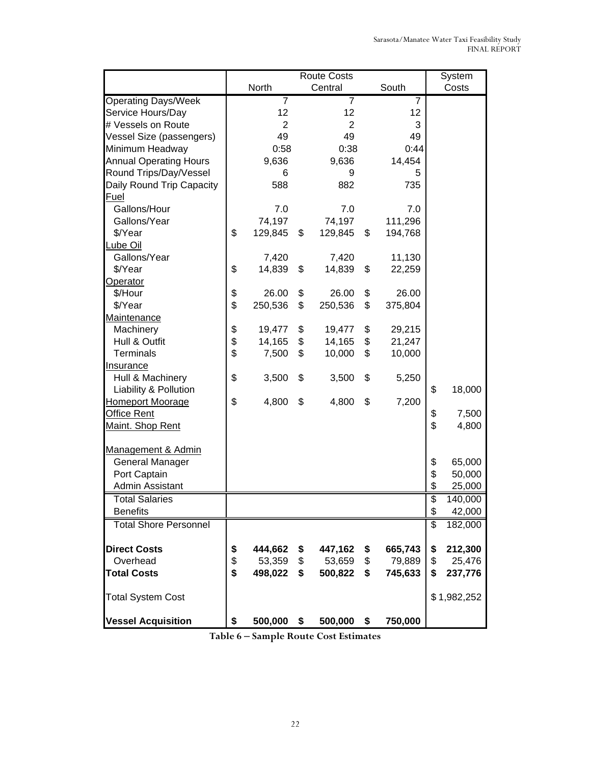| | Route Costs | | | System |
|---|---|---|---|---|
| | North | Central | South | Costs |
| Operating Days/Week | 7 | 7 | 7 | |
| Service Hours/Day | 12 | 12 | 12 | |
| # Vessels on Route | 2 | 2 | 3 | |
| Vessel Size (passengers) | 49 | 49 | 49 | |
| Minimum Headway | 0:58 | 0:38 | 0:44 | |
| Annual Operating Hours | 9,636 | 9,636 | 14,454 | |
| Round Trips/Day/Vessel | 6 | 9 | 5 | |
| Daily Round Trip Capacity | 588 | 882 | 735 | |
| Fuel | | | | |
| Gallons/Hour | 7.0 | 7.0 | 7.0 | |
| Gallons/Year | 74,197 | 74,197 | 111,296 | |
| $/Year | $ 129,845 | $ 129,845 | $ 194,768 | |
| Lube Oil | | | | |
| Gallons/Year | 7,420 | 7,420 | 11,130 | |
| $/Year | $ 14,839 | $ 14,839 | $ 22,259 | |
| Operator | | | | |
| $/Hour | $ 26.00 | $ 26.00 | $ 26.00 | |
| $/Year | $ 250,536 | $ 250,536 | $ 375,804 | |
| Maintenance | | | | |
| Machinery | $ 19,477 | $ 19,477 | $ 29,215 | |
| Hull & Outfit | $ 14,165 | $ 14,165 | $ 21,247 | |
| Terminals | $ 7,500 | $ 10,000 | $ 10,000 | |
| Insurance | | | | |
| Hull & Machinery | $ 3,500 | $ 3,500 | $ 5,250 | |
| Liability & Pollution | | | | $ 18,000 |
| Homeport Moorage | $ 4,800 | $ 4,800 | $ 7,200 | |
| Office Rent | | | | $ 7,500 |
| Maint. Shop Rent | | | | $ 4,800 |
| Management & Admin | | | | |
| General Manager | | | | $ 65,000 |
| Port Captain | | | | $ 50,000 |
| Admin Assistant | | | | $ 25,000 |
| Total Salaries | | | | $ 140,000 |
| Benefits | | | | $ 42,000 |
| Total Shore Personnel | | | | $ 182,000 |
| **Direct Costs** | **$ 444,662** | **$ 447,162** | **$ 665,743** | **$ 212,300** |
| Overhead | $ 53,359 | $ 53,659 | $ 79,889 | $ 25,476 |
| **Total Costs** | **$ 498,022** | **$ 500,822** | **$ 745,633** | **$ 237,776** |
| Total System Cost | | | | $ 1,982,252 |
| **Vessel Acquisition** | **$ 500,000** | **$ 500,000** | **$ 750,000** | |

**Table 6 – Sample Route Cost Estimates**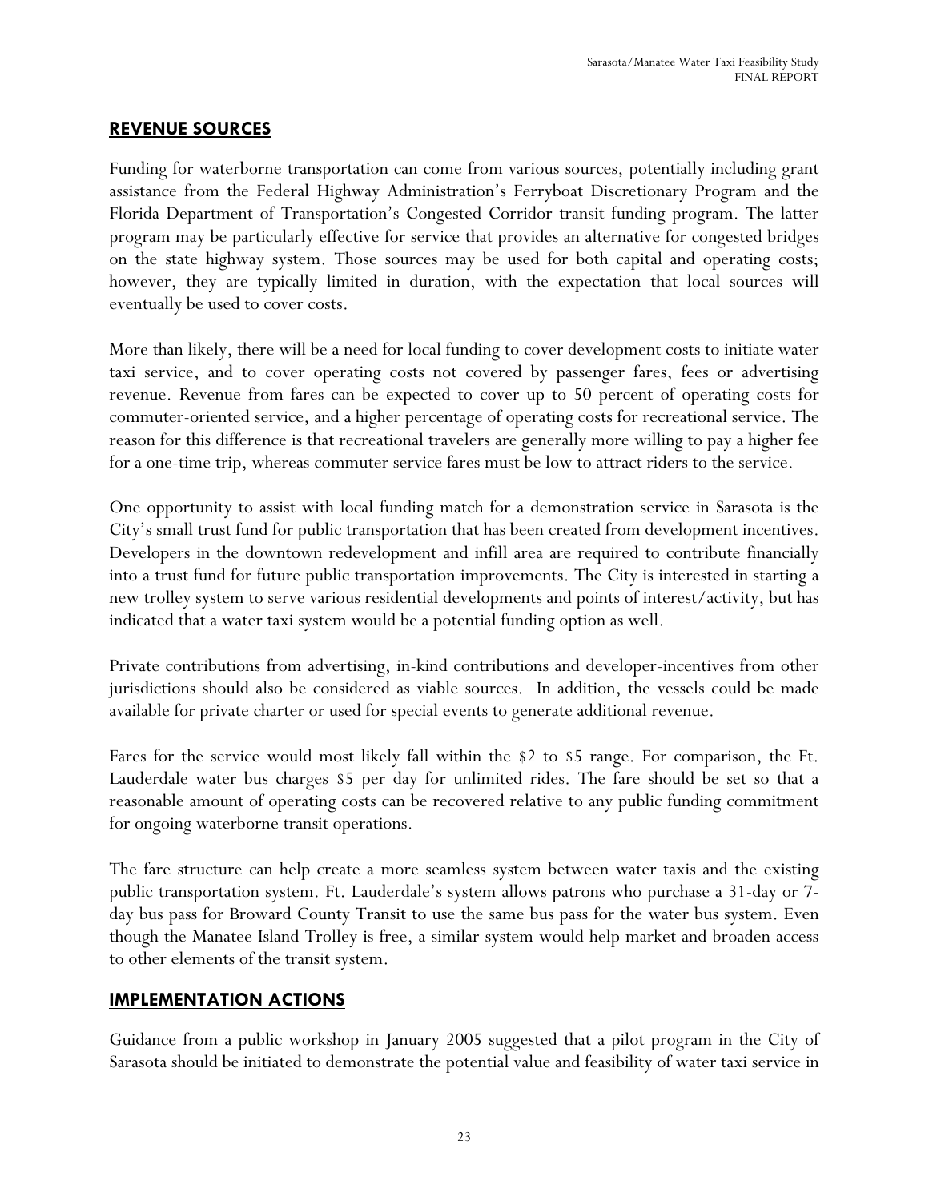## REVENUE SOURCES

Funding for waterborne transportation can come from various sources, potentially including grant assistance from the Federal Highway Administration's Ferryboat Discretionary Program and the Florida Department of Transportation's Congested Corridor transit funding program. The latter program may be particularly effective for service that provides an alternative for congested bridges on the state highway system. Those sources may be used for both capital and operating costs; however, they are typically limited in duration, with the expectation that local sources will eventually be used to cover costs.

More than likely, there will be a need for local funding to cover development costs to initiate water taxi service, and to cover operating costs not covered by passenger fares, fees or advertising revenue. Revenue from fares can be expected to cover up to 50 percent of operating costs for commuter-oriented service, and a higher percentage of operating costs for recreational service. The reason for this difference is that recreational travelers are generally more willing to pay a higher fee for a one-time trip, whereas commuter service fares must be low to attract riders to the service.

One opportunity to assist with local funding match for a demonstration service in Sarasota is the City's small trust fund for public transportation that has been created from development incentives. Developers in the downtown redevelopment and infill area are required to contribute financially into a trust fund for future public transportation improvements. The City is interested in starting a new trolley system to serve various residential developments and points of interest/activity, but has indicated that a water taxi system would be a potential funding option as well.

Private contributions from advertising, in-kind contributions and developer-incentives from other jurisdictions should also be considered as viable sources. In addition, the vessels could be made available for private charter or used for special events to generate additional revenue.

Fares for the service would most likely fall within the $2 to $5 range. For comparison, the Ft. Lauderdale water bus charges $5 per day for unlimited rides. The fare should be set so that a reasonable amount of operating costs can be recovered relative to any public funding commitment for ongoing waterborne transit operations.

The fare structure can help create a more seamless system between water taxis and the existing public transportation system. Ft. Lauderdale's system allows patrons who purchase a 31-day or 7-day bus pass for Broward County Transit to use the same bus pass for the water bus system. Even though the Manatee Island Trolley is free, a similar system would help market and broaden access to other elements of the transit system.

## IMPLEMENTATION ACTIONS

Guidance from a public workshop in January 2005 suggested that a pilot program in the City of Sarasota should be initiated to demonstrate the potential value and feasibility of water taxi service in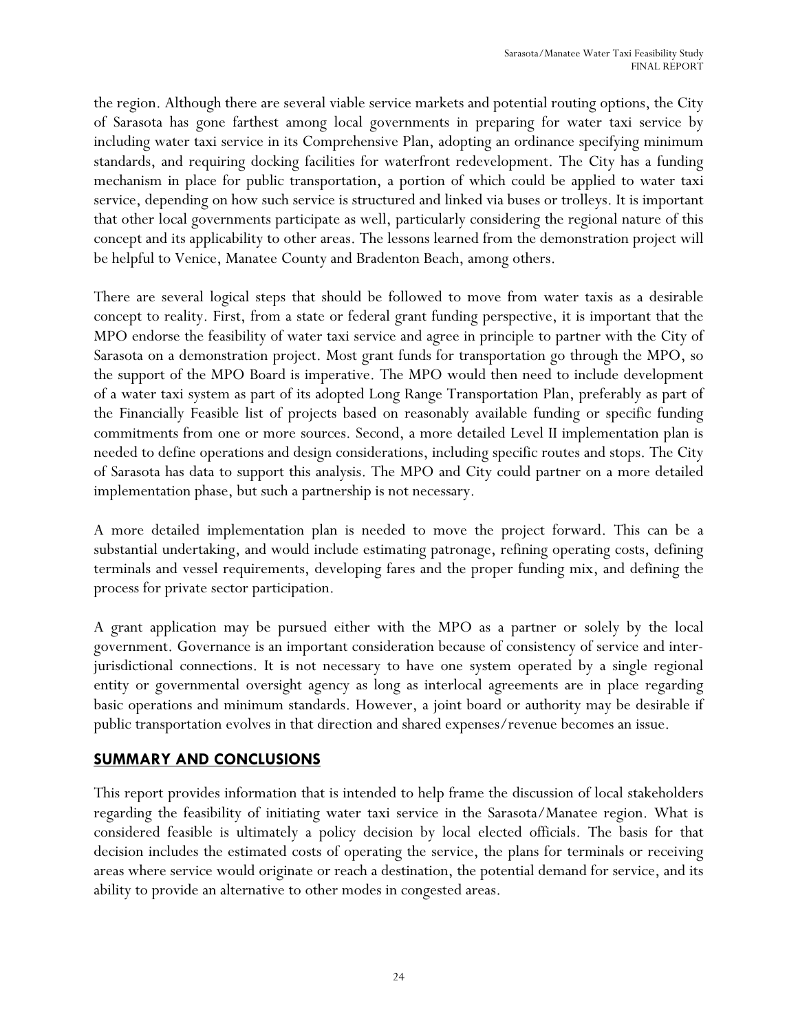the region. Although there are several viable service markets and potential routing options, the City of Sarasota has gone farthest among local governments in preparing for water taxi service by including water taxi service in its Comprehensive Plan, adopting an ordinance specifying minimum standards, and requiring docking facilities for waterfront redevelopment. The City has a funding mechanism in place for public transportation, a portion of which could be applied to water taxi service, depending on how such service is structured and linked via buses or trolleys. It is important that other local governments participate as well, particularly considering the regional nature of this concept and its applicability to other areas. The lessons learned from the demonstration project will be helpful to Venice, Manatee County and Bradenton Beach, among others.

There are several logical steps that should be followed to move from water taxis as a desirable concept to reality. First, from a state or federal grant funding perspective, it is important that the MPO endorse the feasibility of water taxi service and agree in principle to partner with the City of Sarasota on a demonstration project. Most grant funds for transportation go through the MPO, so the support of the MPO Board is imperative. The MPO would then need to include development of a water taxi system as part of its adopted Long Range Transportation Plan, preferably as part of the Financially Feasible list of projects based on reasonably available funding or specific funding commitments from one or more sources. Second, a more detailed Level II implementation plan is needed to define operations and design considerations, including specific routes and stops. The City of Sarasota has data to support this analysis. The MPO and City could partner on a more detailed implementation phase, but such a partnership is not necessary.

A more detailed implementation plan is needed to move the project forward. This can be a substantial undertaking, and would include estimating patronage, refining operating costs, defining terminals and vessel requirements, developing fares and the proper funding mix, and defining the process for private sector participation.

A grant application may be pursued either with the MPO as a partner or solely by the local government. Governance is an important consideration because of consistency of service and inter-jurisdictional connections. It is not necessary to have one system operated by a single regional entity or governmental oversight agency as long as interlocal agreements are in place regarding basic operations and minimum standards. However, a joint board or authority may be desirable if public transportation evolves in that direction and shared expenses/revenue becomes an issue.

## SUMMARY AND CONCLUSIONS

This report provides information that is intended to help frame the discussion of local stakeholders regarding the feasibility of initiating water taxi service in the Sarasota/Manatee region. What is considered feasible is ultimately a policy decision by local elected officials. The basis for that decision includes the estimated costs of operating the service, the plans for terminals or receiving areas where service would originate or reach a destination, the potential demand for service, and its ability to provide an alternative to other modes in congested areas.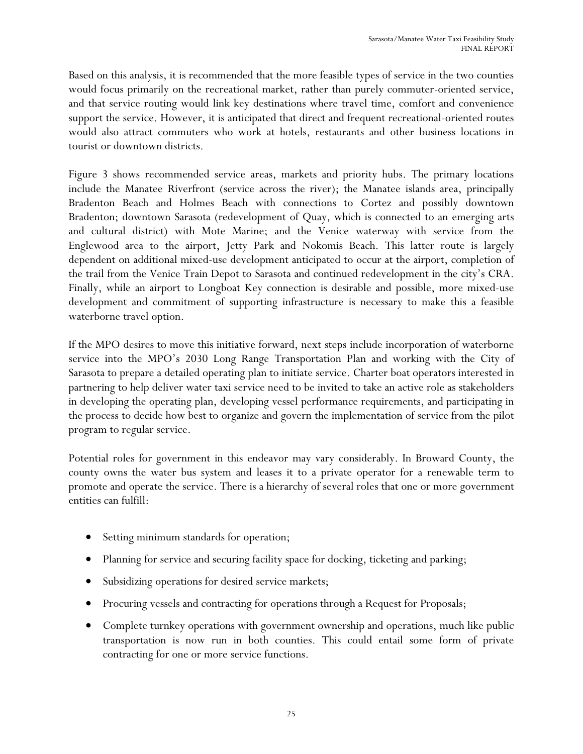Based on this analysis, it is recommended that the more feasible types of service in the two counties would focus primarily on the recreational market, rather than purely commuter-oriented service, and that service routing would link key destinations where travel time, comfort and convenience support the service. However, it is anticipated that direct and frequent recreational-oriented routes would also attract commuters who work at hotels, restaurants and other business locations in tourist or downtown districts.

Figure 3 shows recommended service areas, markets and priority hubs. The primary locations include the Manatee Riverfront (service across the river); the Manatee islands area, principally Bradenton Beach and Holmes Beach with connections to Cortez and possibly downtown Bradenton; downtown Sarasota (redevelopment of Quay, which is connected to an emerging arts and cultural district) with Mote Marine; and the Venice waterway with service from the Englewood area to the airport, Jetty Park and Nokomis Beach. This latter route is largely dependent on additional mixed-use development anticipated to occur at the airport, completion of the trail from the Venice Train Depot to Sarasota and continued redevelopment in the city's CRA. Finally, while an airport to Longboat Key connection is desirable and possible, more mixed-use development and commitment of supporting infrastructure is necessary to make this a feasible waterborne travel option.

If the MPO desires to move this initiative forward, next steps include incorporation of waterborne service into the MPO's 2030 Long Range Transportation Plan and working with the City of Sarasota to prepare a detailed operating plan to initiate service. Charter boat operators interested in partnering to help deliver water taxi service need to be invited to take an active role as stakeholders in developing the operating plan, developing vessel performance requirements, and participating in the process to decide how best to organize and govern the implementation of service from the pilot program to regular service.

Potential roles for government in this endeavor may vary considerably. In Broward County, the county owns the water bus system and leases it to a private operator for a renewable term to promote and operate the service. There is a hierarchy of several roles that one or more government entities can fulfill:

- Setting minimum standards for operation;
- Planning for service and securing facility space for docking, ticketing and parking;
- Subsidizing operations for desired service markets;
- Procuring vessels and contracting for operations through a Request for Proposals;
- Complete turnkey operations with government ownership and operations, much like public transportation is now run in both counties. This could entail some form of private contracting for one or more service functions.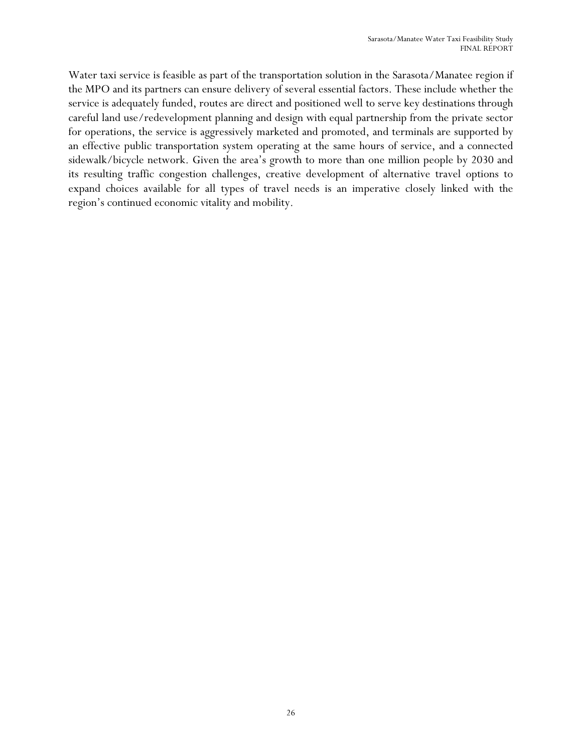Water taxi service is feasible as part of the transportation solution in the Sarasota/Manatee region if the MPO and its partners can ensure delivery of several essential factors. These include whether the service is adequately funded, routes are direct and positioned well to serve key destinations through careful land use/redevelopment planning and design with equal partnership from the private sector for operations, the service is aggressively marketed and promoted, and terminals are supported by an effective public transportation system operating at the same hours of service, and a connected sidewalk/bicycle network. Given the area's growth to more than one million people by 2030 and its resulting traffic congestion challenges, creative development of alternative travel options to expand choices available for all types of travel needs is an imperative closely linked with the region's continued economic vitality and mobility.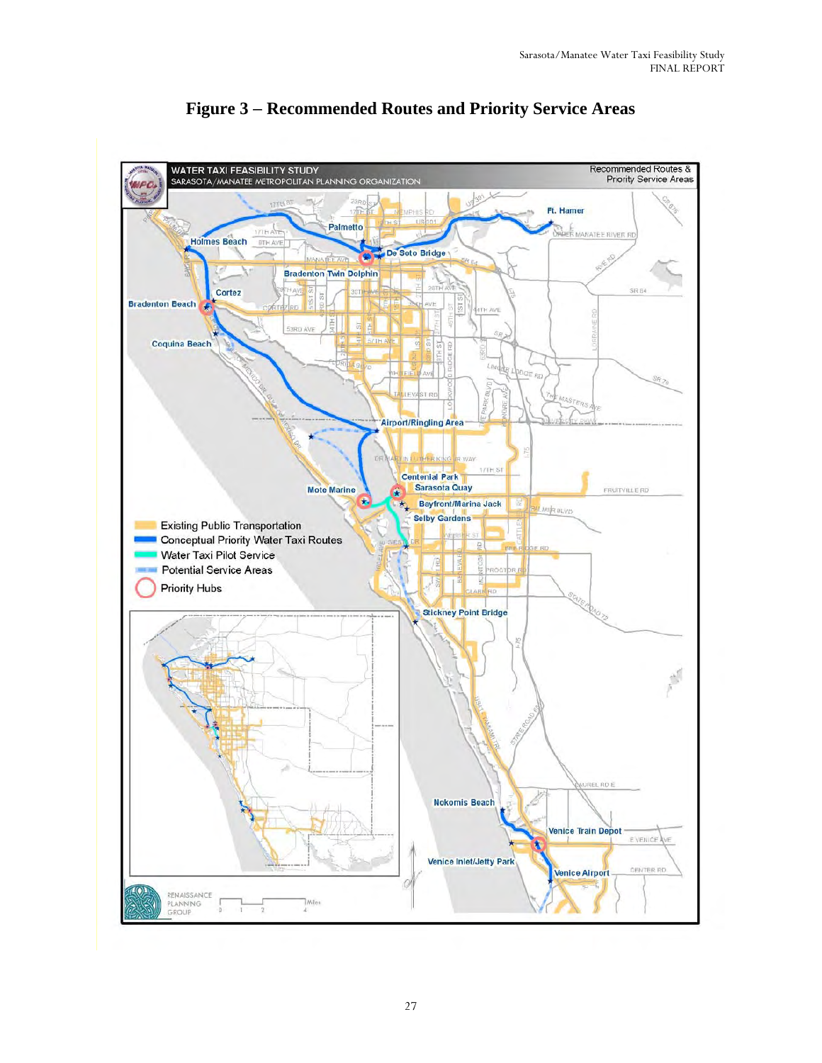# Figure 3 – Recommended Routes and Priority Service Areas

WATER TAXI FEASIBILITY STUDY
SARASOTA/MANATEE METROPOLITAN PLANNING ORGANIZATION

Recommended Routes & Priority Service Areas

Existing Public Transportation
Conceptual Priority Water Taxi Routes
Water Taxi Pilot Service
Potential Service Areas
Priority Hubs

Ft. Hamer
Palmetto
Holmes Beach
De Soto Bridge
Bradenton Twin Dolphin
Cortez
Bradenton Beach
Coquina Beach
Airport/Ringling Area
Centennial Park
Sarasota Quay
Mote Marine
Bayfront/Marina Jack
Selby Gardens
Stickney Point Bridge
Nokomis Beach
Venice Train Depot
Venice Inlet/Jetty Park
Venice Airport

RENAISSANCE PLANNING GROUP

0 1 2 4 Miles